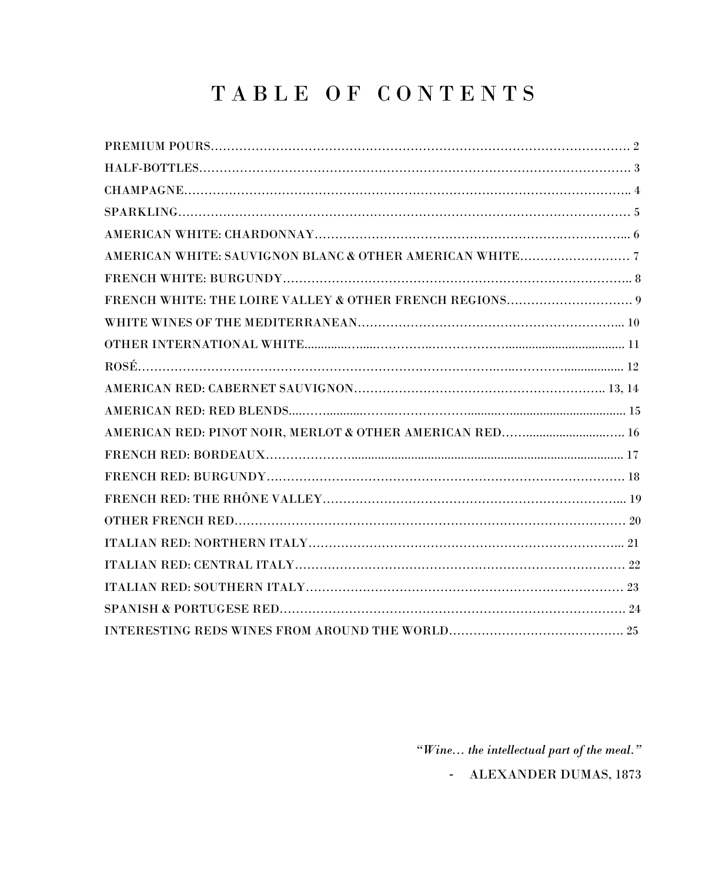# TABLE OF CONTENTS

| Section | Page |
|---|---|
| PREMIUM POURS | 2 |
| HALF-BOTTLES | 3 |
| CHAMPAGNE | 4 |
| SPARKLING | 5 |
| AMERICAN WHITE: CHARDONNAY | 6 |
| AMERICAN WHITE: SAUVIGNON BLANC & OTHER AMERICAN WHITE | 7 |
| FRENCH WHITE: BURGUNDY | 8 |
| FRENCH WHITE: THE LOIRE VALLEY & OTHER FRENCH REGIONS | 9 |
| WHITE WINES OF THE MEDITERRANEAN | 10 |
| OTHER INTERNATIONAL WHITE | 11 |
| ROSÉ | 12 |
| AMERICAN RED: CABERNET SAUVIGNON | 13, 14 |
| AMERICAN RED: RED BLENDS | 15 |
| AMERICAN RED: PINOT NOIR, MERLOT & OTHER AMERICAN RED | 16 |
| FRENCH RED: BORDEAUX | 17 |
| FRENCH RED: BURGUNDY | 18 |
| FRENCH RED: THE RHÔNE VALLEY | 19 |
| OTHER FRENCH RED | 20 |
| ITALIAN RED: NORTHERN ITALY | 21 |
| ITALIAN RED: CENTRAL ITALY | 22 |
| ITALIAN RED: SOUTHERN ITALY | 23 |
| SPANISH & PORTUGESE RED | 24 |
| INTERESTING REDS WINES FROM AROUND THE WORLD | 25 |

*"Wine… the intellectual part of the meal."*

\- ALEXANDER DUMAS, 1873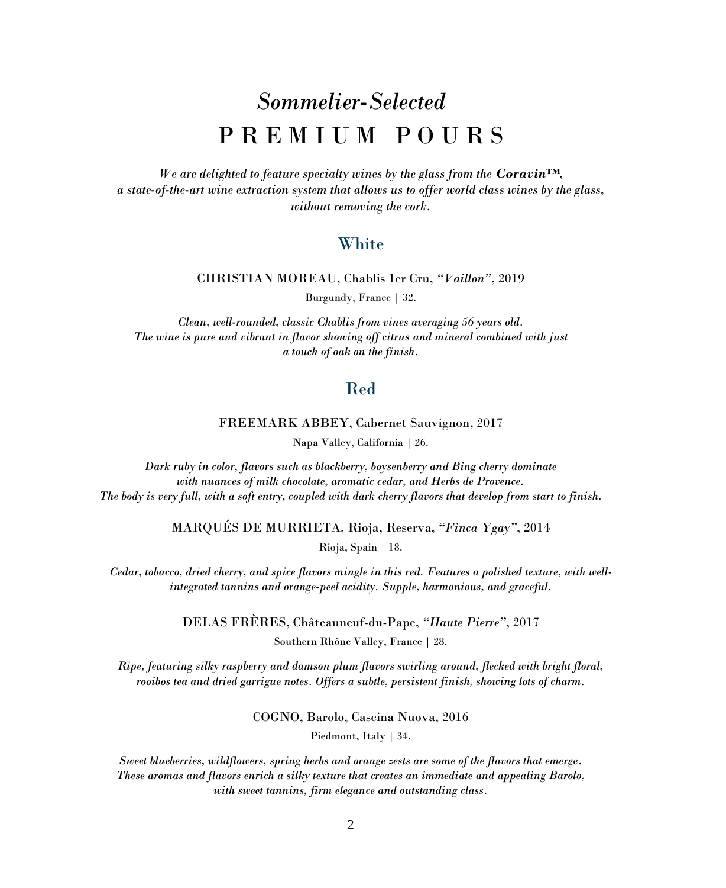# *Sommelier-Selected*
# PREMIUM POURS

***We are delighted to feature specialty wines by the glass from the Coravin™, a state-of-the-art wine extraction system that allows us to offer world class wines by the glass, without removing the cork.***

## White

CHRISTIAN MOREAU, Chablis 1er Cru, *"Vaillon"*, 2019

Burgundy, France | 32.

*Clean, well-rounded, classic Chablis from vines averaging 56 years old. The wine is pure and vibrant in flavor showing off citrus and mineral combined with just a touch of oak on the finish.*

## Red

FREEMARK ABBEY, Cabernet Sauvignon, 2017

Napa Valley, California | 26.

*Dark ruby in color, flavors such as blackberry, boysenberry and Bing cherry dominate with nuances of milk chocolate, aromatic cedar, and Herbs de Provence. The body is very full, with a soft entry, coupled with dark cherry flavors that develop from start to finish.*

MARQUÉS DE MURRIETA, Rioja, Reserva, *"Finca Ygay"*, 2014

Rioja, Spain | 18.

*Cedar, tobacco, dried cherry, and spice flavors mingle in this red. Features a polished texture, with well-integrated tannins and orange-peel acidity. Supple, harmonious, and graceful.*

DELAS FRÈRES, Châteauneuf-du-Pape, *"Haute Pierre"*, 2017

Southern Rhône Valley, France | 28.

*Ripe, featuring silky raspberry and damson plum flavors swirling around, flecked with bright floral, rooibos tea and dried garrigue notes. Offers a subtle, persistent finish, showing lots of charm.*

COGNO, Barolo, Cascina Nuova, 2016

Piedmont, Italy | 34.

*Sweet blueberries, wildflowers, spring herbs and orange zests are some of the flavors that emerge. These aromas and flavors enrich a silky texture that creates an immediate and appealing Barolo, with sweet tannins, firm elegance and outstanding class.*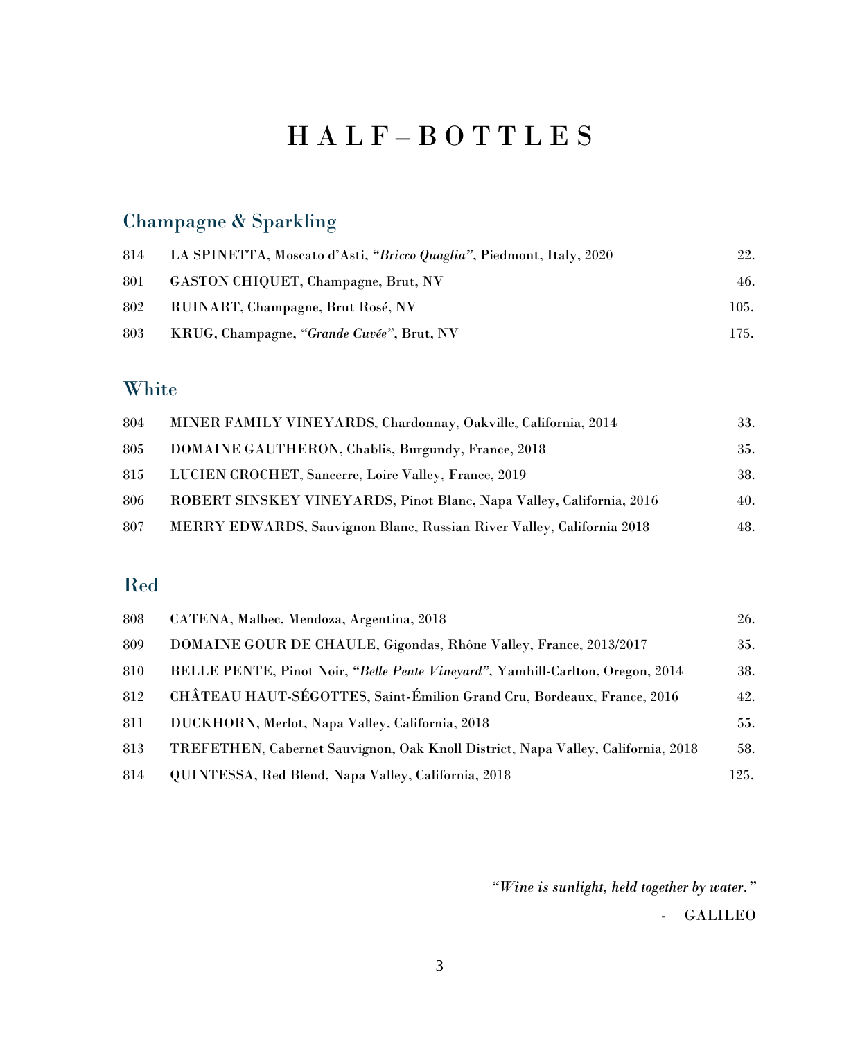# HALF–BOTTLES

## Champagne & Sparkling

| | | |
|---|---|---|
| 814 | LA SPINETTA, Moscato d'Asti, *"Bricco Quaglia"*, Piedmont, Italy, 2020 | 22. |
| 801 | GASTON CHIQUET, Champagne, Brut, NV | 46. |
| 802 | RUINART, Champagne, Brut Rosé, NV | 105. |
| 803 | KRUG, Champagne, *"Grande Cuvée"*, Brut, NV | 175. |

## White

| | | |
|---|---|---|
| 804 | MINER FAMILY VINEYARDS, Chardonnay, Oakville, California, 2014 | 33. |
| 805 | DOMAINE GAUTHERON, Chablis, Burgundy, France, 2018 | 35. |
| 815 | LUCIEN CROCHET, Sancerre, Loire Valley, France, 2019 | 38. |
| 806 | ROBERT SINSKEY VINEYARDS, Pinot Blanc, Napa Valley, California, 2016 | 40. |
| 807 | MERRY EDWARDS, Sauvignon Blanc, Russian River Valley, California 2018 | 48. |

## Red

| | | |
|---|---|---|
| 808 | CATENA, Malbec, Mendoza, Argentina, 2018 | 26. |
| 809 | DOMAINE GOUR DE CHAULE, Gigondas, Rhône Valley, France, 2013/2017 | 35. |
| 810 | BELLE PENTE, Pinot Noir, *"Belle Pente Vineyard"*, Yamhill-Carlton, Oregon, 2014 | 38. |
| 812 | CHÂTEAU HAUT-SÉGOTTES, Saint-Émilion Grand Cru, Bordeaux, France, 2016 | 42. |
| 811 | DUCKHORN, Merlot, Napa Valley, California, 2018 | 55. |
| 813 | TREFETHEN, Cabernet Sauvignon, Oak Knoll District, Napa Valley, California, 2018 | 58. |
| 814 | QUINTESSA, Red Blend, Napa Valley, California, 2018 | 125. |

*"Wine is sunlight, held together by water."*

- GALILEO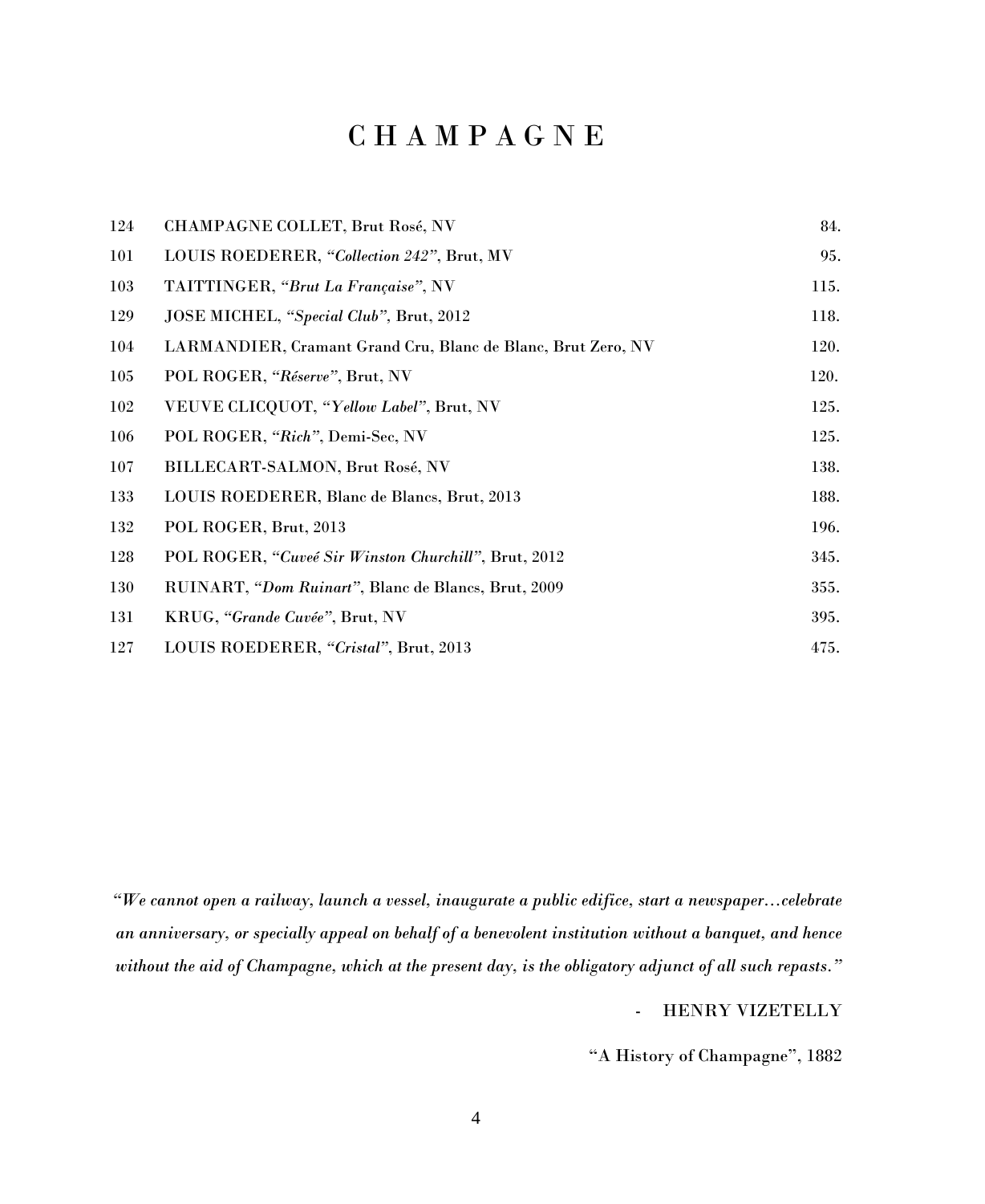# CHAMPAGNE

| | | |
|---|---|---|
| 124 | CHAMPAGNE COLLET, Brut Rosé, NV | 84. |
| 101 | LOUIS ROEDERER, *"Collection 242"*, Brut, MV | 95. |
| 103 | TAITTINGER, *"Brut La Française"*, NV | 115. |
| 129 | JOSE MICHEL, *"Special Club"*, Brut, 2012 | 118. |
| 104 | LARMANDIER, Cramant Grand Cru, Blanc de Blanc, Brut Zero, NV | 120. |
| 105 | POL ROGER, *"Réserve"*, Brut, NV | 120. |
| 102 | VEUVE CLICQUOT, *"Yellow Label"*, Brut, NV | 125. |
| 106 | POL ROGER, *"Rich"*, Demi-Sec, NV | 125. |
| 107 | BILLECART-SALMON, Brut Rosé, NV | 138. |
| 133 | LOUIS ROEDERER, Blanc de Blancs, Brut, 2013 | 188. |
| 132 | POL ROGER, Brut, 2013 | 196. |
| 128 | POL ROGER, *"Cuveé Sir Winston Churchill"*, Brut, 2012 | 345. |
| 130 | RUINART, *"Dom Ruinart"*, Blanc de Blancs, Brut, 2009 | 355. |
| 131 | KRUG, *"Grande Cuvée"*, Brut, NV | 395. |
| 127 | LOUIS ROEDERER, *"Cristal"*, Brut, 2013 | 475. |

*"We cannot open a railway, launch a vessel, inaugurate a public edifice, start a newspaper…celebrate an anniversary, or specially appeal on behalf of a benevolent institution without a banquet, and hence without the aid of Champagne, which at the present day, is the obligatory adjunct of all such repasts."*

\- HENRY VIZETELLY

"A History of Champagne", 1882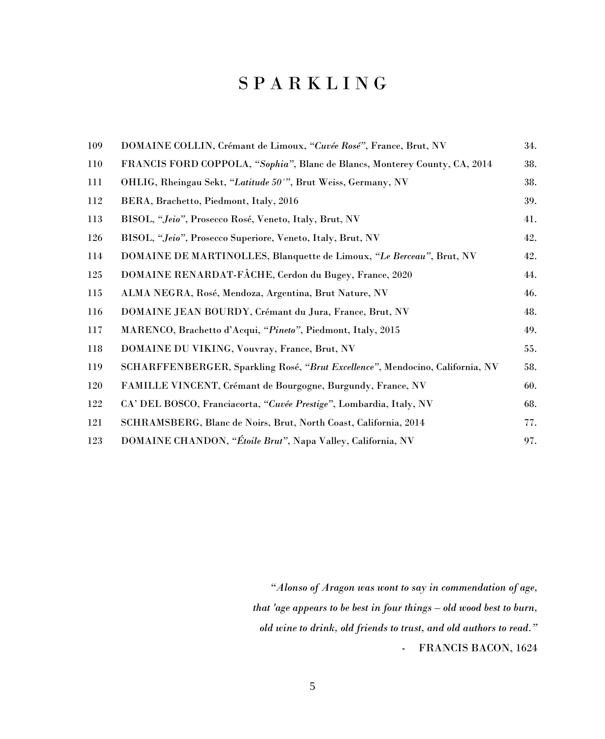# SPARKLING

| | | |
|---|---|---|
| 109 | DOMAINE COLLIN, Crémant de Limoux, *"Cuvée Rosé"*, France, Brut, NV | 34. |
| 110 | FRANCIS FORD COPPOLA, *"Sophia"*, Blanc de Blancs, Monterey County, CA, 2014 | 38. |
| 111 | OHLIG, Rheingau Sekt, *"Latitude 50°"*, Brut Weiss, Germany, NV | 38. |
| 112 | BERA, Brachetto, Piedmont, Italy, 2016 | 39. |
| 113 | BISOL, *"Jeio"*, Prosecco Rosé, Veneto, Italy, Brut, NV | 41. |
| 126 | BISOL, *"Jeio"*, Prosecco Superiore, Veneto, Italy, Brut, NV | 42. |
| 114 | DOMAINE DE MARTINOLLES, Blanquette de Limoux, *"Le Berceau"*, Brut, NV | 42. |
| 125 | DOMAINE RENARDAT-FÂCHE, Cerdon du Bugey, France, 2020 | 44. |
| 115 | ALMA NEGRA, Rosé, Mendoza, Argentina, Brut Nature, NV | 46. |
| 116 | DOMAINE JEAN BOURDY, Crémant du Jura, France, Brut, NV | 48. |
| 117 | MARENCO, Brachetto d'Acqui, *"Pineto"*, Piedmont, Italy, 2015 | 49. |
| 118 | DOMAINE DU VIKING, Vouvray, France, Brut, NV | 55. |
| 119 | SCHARFFENBERGER, Sparkling Rosé, *"Brut Excellence"*, Mendocino, California, NV | 58. |
| 120 | FAMILLE VINCENT, Crémant de Bourgogne, Burgundy, France, NV | 60. |
| 122 | CA' DEL BOSCO, Franciacorta, *"Cuvée Prestige"*, Lombardia, Italy, NV | 68. |
| 121 | SCHRAMSBERG, Blanc de Noirs, Brut, North Coast, California, 2014 | 77. |
| 123 | DOMAINE CHANDON, *"Étoile Brut"*, Napa Valley, California, NV | 97. |

*"Alonso of Aragon was wont to say in commendation of age, that 'age appears to be best in four things – old wood best to burn, old wine to drink, old friends to trust, and old authors to read."*

\- FRANCIS BACON, 1624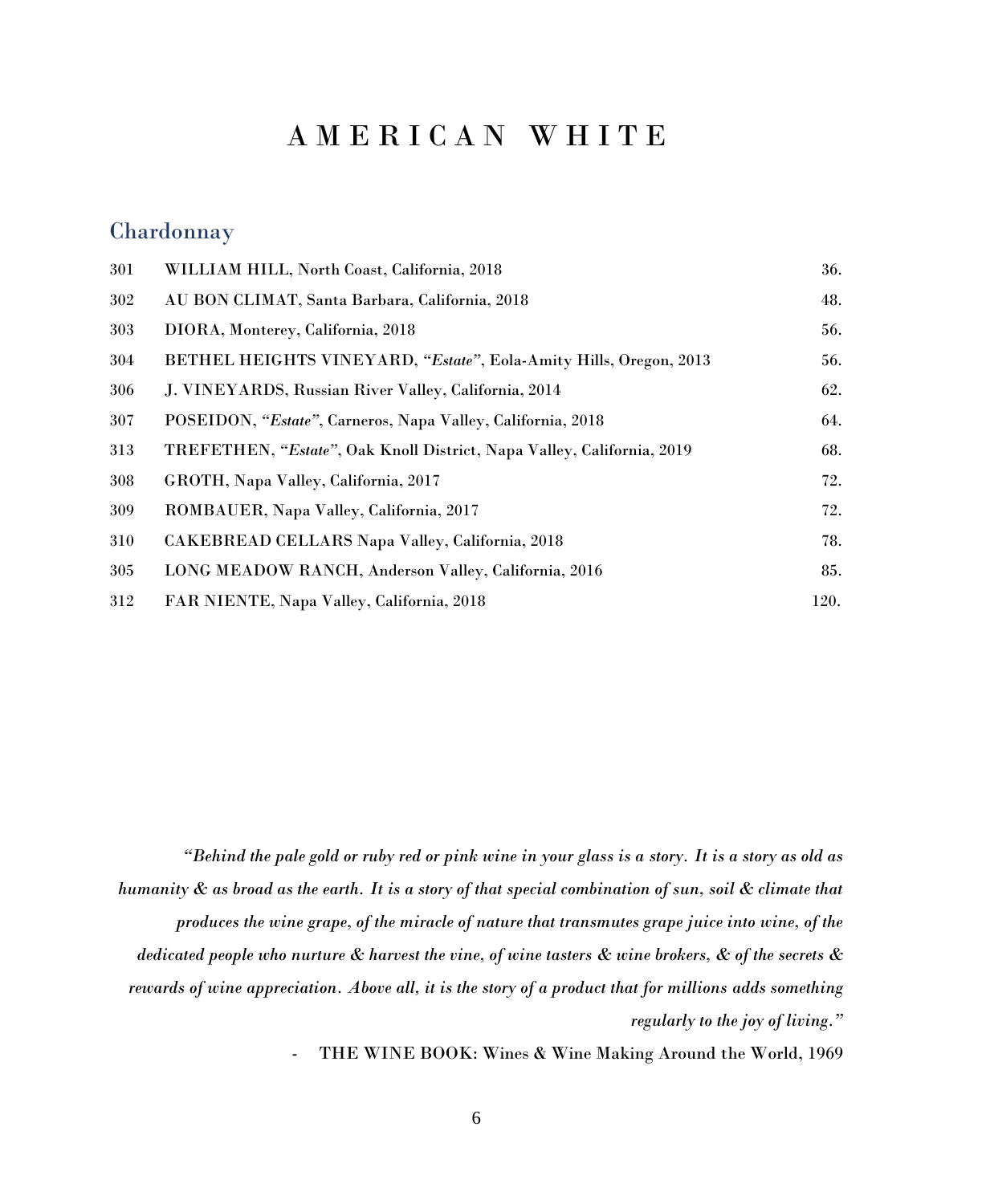# AMERICAN WHITE

## Chardonnay

| | | |
|---|---|---|
| 301 | WILLIAM HILL, North Coast, California, 2018 | 36. |
| 302 | AU BON CLIMAT, Santa Barbara, California, 2018 | 48. |
| 303 | DIORA, Monterey, California, 2018 | 56. |
| 304 | BETHEL HEIGHTS VINEYARD, "*Estate*", Eola-Amity Hills, Oregon, 2013 | 56. |
| 306 | J. VINEYARDS, Russian River Valley, California, 2014 | 62. |
| 307 | POSEIDON, "*Estate*", Carneros, Napa Valley, California, 2018 | 64. |
| 313 | TREFETHEN, "*Estate*", Oak Knoll District, Napa Valley, California, 2019 | 68. |
| 308 | GROTH, Napa Valley, California, 2017 | 72. |
| 309 | ROMBAUER, Napa Valley, California, 2017 | 72. |
| 310 | CAKEBREAD CELLARS Napa Valley, California, 2018 | 78. |
| 305 | LONG MEADOW RANCH, Anderson Valley, California, 2016 | 85. |
| 312 | FAR NIENTE, Napa Valley, California, 2018 | 120. |

*"Behind the pale gold or ruby red or pink wine in your glass is a story. It is a story as old as humanity & as broad as the earth. It is a story of that special combination of sun, soil & climate that produces the wine grape, of the miracle of nature that transmutes grape juice into wine, of the dedicated people who nurture & harvest the vine, of wine tasters & wine brokers, & of the secrets & rewards of wine appreciation. Above all, it is the story of a product that for millions adds something regularly to the joy of living."*

- THE WINE BOOK: Wines & Wine Making Around the World, 1969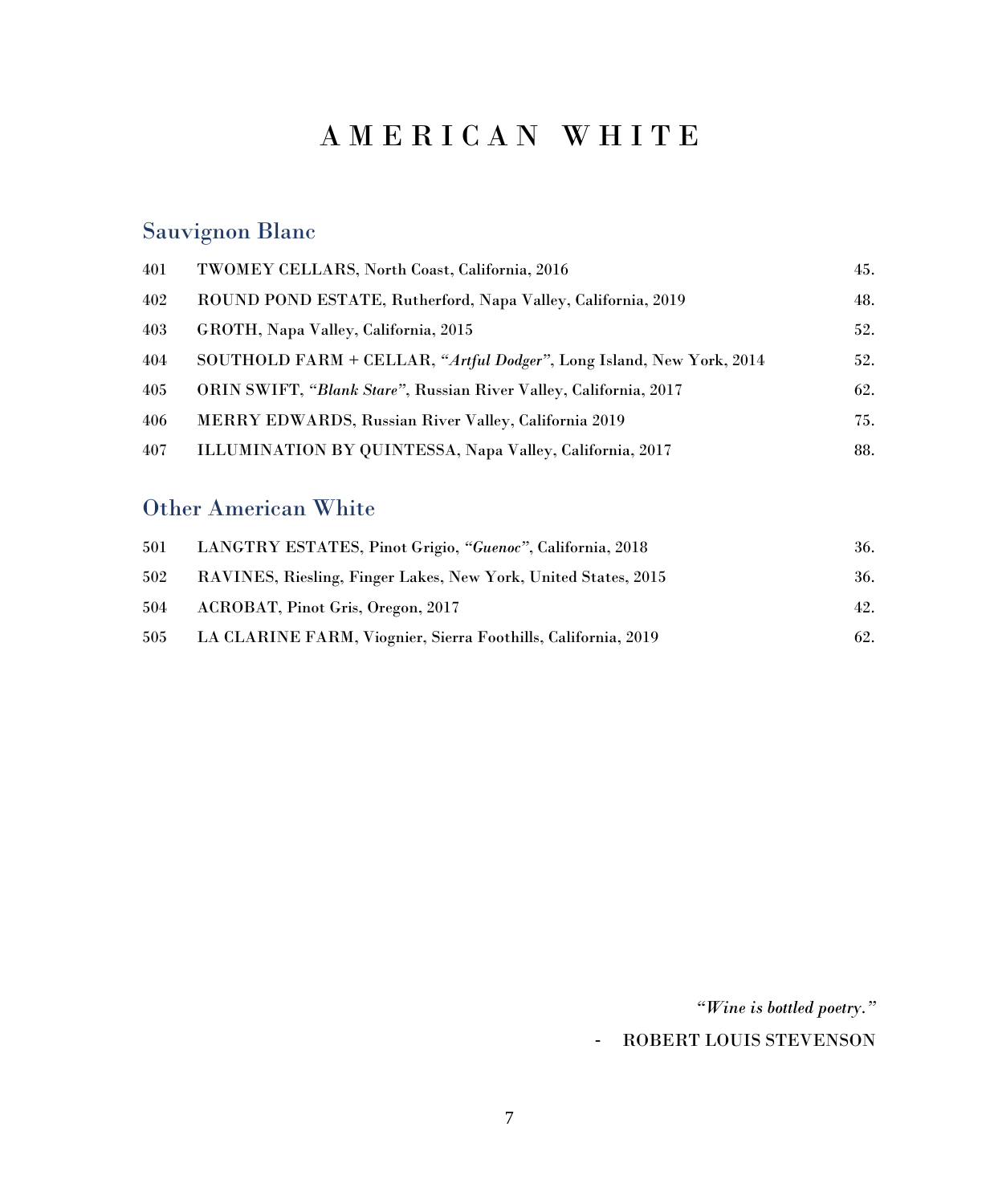# AMERICAN WHITE

## Sauvignon Blanc

| | | |
|---|---|---|
| 401 | TWOMEY CELLARS, North Coast, California, 2016 | 45. |
| 402 | ROUND POND ESTATE, Rutherford, Napa Valley, California, 2019 | 48. |
| 403 | GROTH, Napa Valley, California, 2015 | 52. |
| 404 | SOUTHOLD FARM + CELLAR, *"Artful Dodger"*, Long Island, New York, 2014 | 52. |
| 405 | ORIN SWIFT, *"Blank Stare"*, Russian River Valley, California, 2017 | 62. |
| 406 | MERRY EDWARDS, Russian River Valley, California 2019 | 75. |
| 407 | ILLUMINATION BY QUINTESSA, Napa Valley, California, 2017 | 88. |

## Other American White

| | | |
|---|---|---|
| 501 | LANGTRY ESTATES, Pinot Grigio, *"Guenoc"*, California, 2018 | 36. |
| 502 | RAVINES, Riesling, Finger Lakes, New York, United States, 2015 | 36. |
| 504 | ACROBAT, Pinot Gris, Oregon, 2017 | 42. |
| 505 | LA CLARINE FARM, Viognier, Sierra Foothills, California, 2019 | 62. |

*"Wine is bottled poetry."*

- ROBERT LOUIS STEVENSON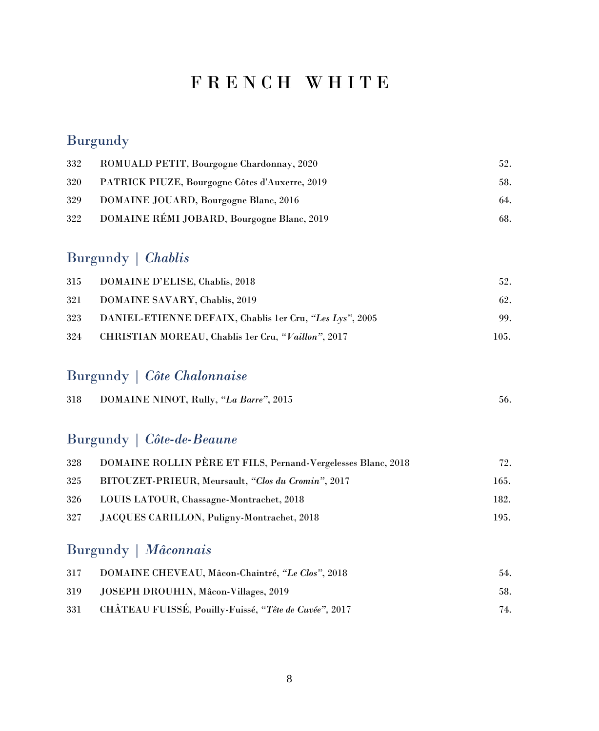# FRENCH WHITE

## Burgundy

| | | |
|---|---|---|
| 332 | ROMUALD PETIT, Bourgogne Chardonnay, 2020 | 52. |
| 320 | PATRICK PIUZE, Bourgogne Côtes d'Auxerre, 2019 | 58. |
| 329 | DOMAINE JOUARD, Bourgogne Blanc, 2016 | 64. |
| 322 | DOMAINE RÉMI JOBARD, Bourgogne Blanc, 2019 | 68. |

## Burgundy | *Chablis*

| | | |
|---|---|---|
| 315 | DOMAINE D'ELISE, Chablis, 2018 | 52. |
| 321 | DOMAINE SAVARY, Chablis, 2019 | 62. |
| 323 | DANIEL-ETIENNE DEFAIX, Chablis 1er Cru, *"Les Lys"*, 2005 | 99. |
| 324 | CHRISTIAN MOREAU, Chablis 1er Cru, *"Vaillon"*, 2017 | 105. |

## Burgundy | *Côte Chalonnaise*

| | | |
|---|---|---|
| 318 | DOMAINE NINOT, Rully, *"La Barre"*, 2015 | 56. |

## Burgundy | *Côte-de-Beaune*

| | | |
|---|---|---|
| 328 | DOMAINE ROLLIN PÈRE ET FILS, Pernand-Vergelesses Blanc, 2018 | 72. |
| 325 | BITOUZET-PRIEUR, Meursault, *"Clos du Cromin"*, 2017 | 165. |
| 326 | LOUIS LATOUR, Chassagne-Montrachet, 2018 | 182. |
| 327 | JACQUES CARILLON, Puligny-Montrachet, 2018 | 195. |

## Burgundy | *Mâconnais*

| | | |
|---|---|---|
| 317 | DOMAINE CHEVEAU, Mâcon-Chaintré, *"Le Clos"*, 2018 | 54. |
| 319 | JOSEPH DROUHIN, Mâcon-Villages, 2019 | 58. |
| 331 | CHÂTEAU FUISSÉ, Pouilly-Fuissé, *"Tête de Cuvée"*, 2017 | 74. |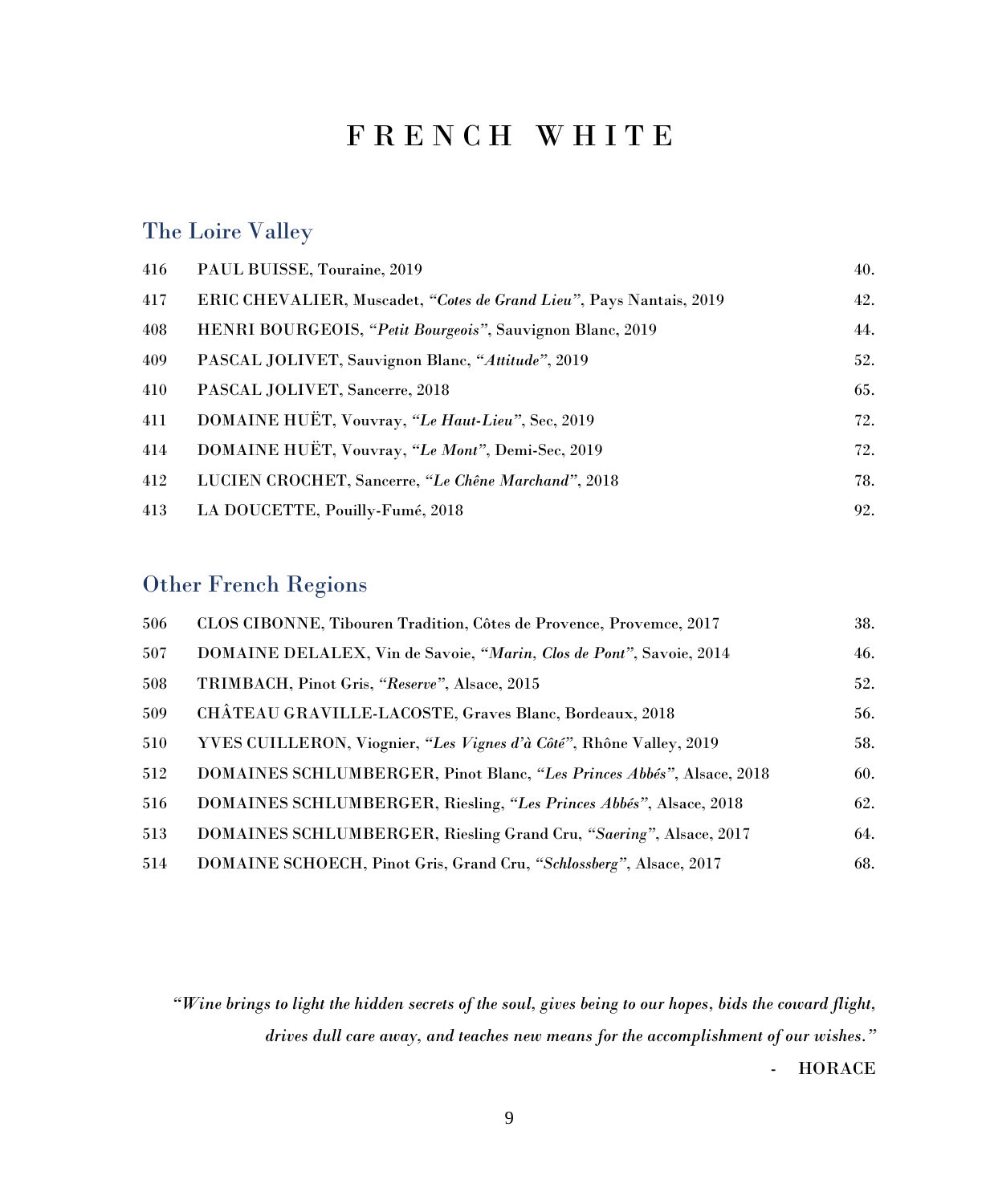# FRENCH WHITE

## The Loire Valley

| | | |
|---|---|---|
| 416 | PAUL BUISSE, Touraine, 2019 | 40. |
| 417 | ERIC CHEVALIER, Muscadet, *"Cotes de Grand Lieu"*, Pays Nantais, 2019 | 42. |
| 408 | HENRI BOURGEOIS, *"Petit Bourgeois"*, Sauvignon Blanc, 2019 | 44. |
| 409 | PASCAL JOLIVET, Sauvignon Blanc, *"Attitude"*, 2019 | 52. |
| 410 | PASCAL JOLIVET, Sancerre, 2018 | 65. |
| 411 | DOMAINE HUËT, Vouvray, *"Le Haut-Lieu"*, Sec, 2019 | 72. |
| 414 | DOMAINE HUËT, Vouvray, *"Le Mont"*, Demi-Sec, 2019 | 72. |
| 412 | LUCIEN CROCHET, Sancerre, *"Le Chêne Marchand"*, 2018 | 78. |
| 413 | LA DOUCETTE, Pouilly-Fumé, 2018 | 92. |

## Other French Regions

| | | |
|---|---|---|
| 506 | CLOS CIBONNE, Tibouren Tradition, Côtes de Provence, Provemce, 2017 | 38. |
| 507 | DOMAINE DELALEX, Vin de Savoie, *"Marin, Clos de Pont"*, Savoie, 2014 | 46. |
| 508 | TRIMBACH, Pinot Gris, *"Reserve"*, Alsace, 2015 | 52. |
| 509 | CHÂTEAU GRAVILLE-LACOSTE, Graves Blanc, Bordeaux, 2018 | 56. |
| 510 | YVES CUILLERON, Viognier, *"Les Vignes d'à Côté"*, Rhône Valley, 2019 | 58. |
| 512 | DOMAINES SCHLUMBERGER, Pinot Blanc, *"Les Princes Abbés"*, Alsace, 2018 | 60. |
| 516 | DOMAINES SCHLUMBERGER, Riesling, *"Les Princes Abbés"*, Alsace, 2018 | 62. |
| 513 | DOMAINES SCHLUMBERGER, Riesling Grand Cru, *"Saering"*, Alsace, 2017 | 64. |
| 514 | DOMAINE SCHOECH, Pinot Gris, Grand Cru, *"Schlossberg"*, Alsace, 2017 | 68. |

*"Wine brings to light the hidden secrets of the soul, gives being to our hopes, bids the coward flight, drives dull care away, and teaches new means for the accomplishment of our wishes."*

\- HORACE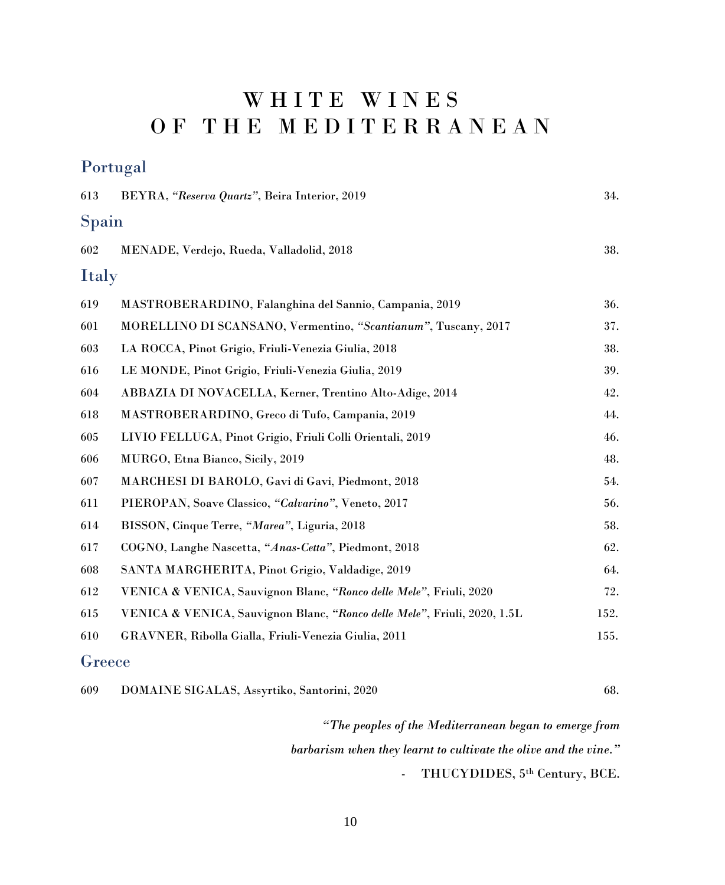# WHITE WINES OF THE MEDITERRANEAN

## Portugal

| | | |
|---|---|---|
| 613 | BEYRA, *"Reserva Quartz"*, Beira Interior, 2019 | 34. |

## Spain

| | | |
|---|---|---|
| 602 | MENADE, Verdejo, Rueda, Valladolid, 2018 | 38. |

## Italy

| | | |
|---|---|---|
| 619 | MASTROBERARDINO, Falanghina del Sannio, Campania, 2019 | 36. |
| 601 | MORELLINO DI SCANSANO, Vermentino, *"Scantianum"*, Tuscany, 2017 | 37. |
| 603 | LA ROCCA, Pinot Grigio, Friuli-Venezia Giulia, 2018 | 38. |
| 616 | LE MONDE, Pinot Grigio, Friuli-Venezia Giulia, 2019 | 39. |
| 604 | ABBAZIA DI NOVACELLA, Kerner, Trentino Alto-Adige, 2014 | 42. |
| 618 | MASTROBERARDINO, Greco di Tufo, Campania, 2019 | 44. |
| 605 | LIVIO FELLUGA, Pinot Grigio, Friuli Colli Orientali, 2019 | 46. |
| 606 | MURGO, Etna Bianco, Sicily, 2019 | 48. |
| 607 | MARCHESI DI BAROLO, Gavi di Gavi, Piedmont, 2018 | 54. |
| 611 | PIEROPAN, Soave Classico, *"Calvarino"*, Veneto, 2017 | 56. |
| 614 | BISSON, Cinque Terre, *"Marea"*, Liguria, 2018 | 58. |
| 617 | COGNO, Langhe Nascetta, *"Anas-Cetta"*, Piedmont, 2018 | 62. |
| 608 | SANTA MARGHERITA, Pinot Grigio, Valdadige, 2019 | 64. |
| 612 | VENICA & VENICA, Sauvignon Blanc, *"Ronco delle Mele"*, Friuli, 2020 | 72. |
| 615 | VENICA & VENICA, Sauvignon Blanc, *"Ronco delle Mele"*, Friuli, 2020, 1.5L | 152. |
| 610 | GRAVNER, Ribolla Gialla, Friuli-Venezia Giulia, 2011 | 155. |

## Greece

| | | |
|---|---|---|
| 609 | DOMAINE SIGALAS, Assyrtiko, Santorini, 2020 | 68. |

*"The peoples of the Mediterranean began to emerge from barbarism when they learnt to cultivate the olive and the vine."*

\- THUCYDIDES, 5th Century, BCE.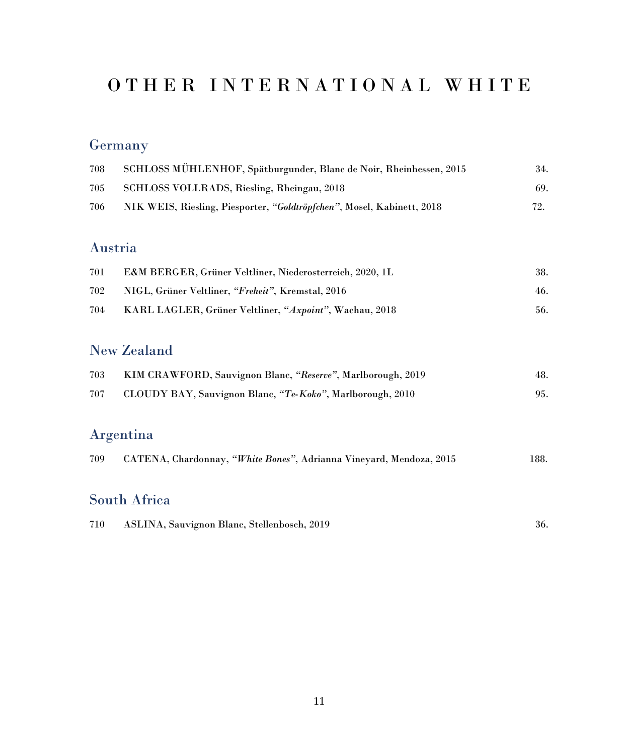# OTHER INTERNATIONAL WHITE

## Germany

| | | |
|---|---|---|
| 708 | SCHLOSS MÜHLENHOF, Spätburgunder, Blanc de Noir, Rheinhessen, 2015 | 34. |
| 705 | SCHLOSS VOLLRADS, Riesling, Rheingau, 2018 | 69. |
| 706 | NIK WEIS, Riesling, Piesporter, *"Goldtröpfchen"*, Mosel, Kabinett, 2018 | 72. |

## Austria

| | | |
|---|---|---|
| 701 | E&M BERGER, Grüner Veltliner, Niederosterreich, 2020, 1L | 38. |
| 702 | NIGL, Grüner Veltliner, *"Freheit"*, Kremstal, 2016 | 46. |
| 704 | KARL LAGLER, Grüner Veltliner, *"Axpoint"*, Wachau, 2018 | 56. |

## New Zealand

| | | |
|---|---|---|
| 703 | KIM CRAWFORD, Sauvignon Blanc, *"Reserve"*, Marlborough, 2019 | 48. |
| 707 | CLOUDY BAY, Sauvignon Blanc, *"Te-Koko"*, Marlborough, 2010 | 95. |

## Argentina

| | | |
|---|---|---|
| 709 | CATENA, Chardonnay, *"White Bones"*, Adrianna Vineyard, Mendoza, 2015 | 188. |

## South Africa

| | | |
|---|---|---|
| 710 | ASLINA, Sauvignon Blanc, Stellenbosch, 2019 | 36. |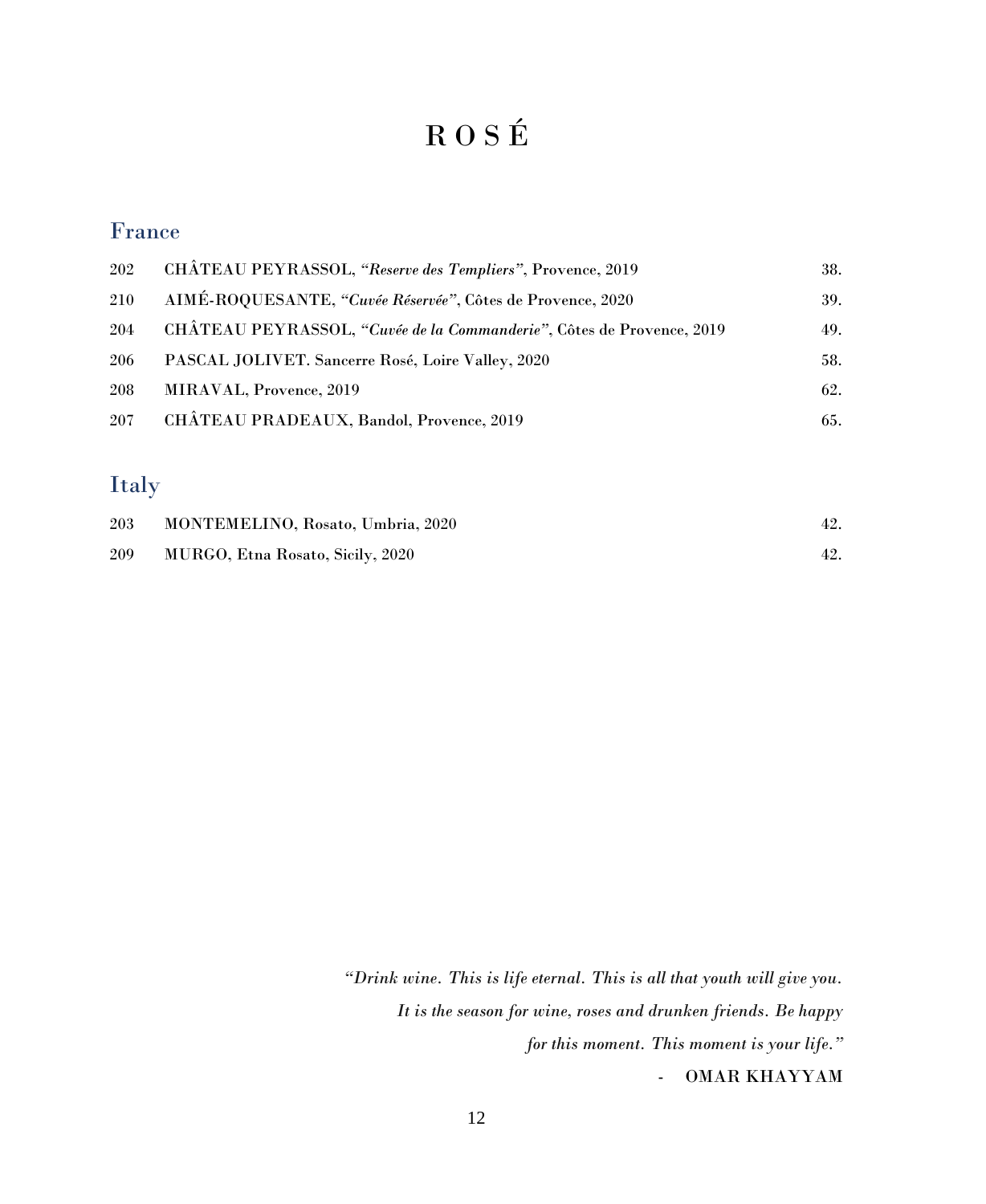# ROSÉ

## France

| | | |
|---|---|---|
| 202 | CHÂTEAU PEYRASSOL, *"Reserve des Templiers"*, Provence, 2019 | 38. |
| 210 | AIMÉ-ROQUESANTE, *"Cuvée Réservée"*, Côtes de Provence, 2020 | 39. |
| 204 | CHÂTEAU PEYRASSOL, *"Cuvée de la Commanderie"*, Côtes de Provence, 2019 | 49. |
| 206 | PASCAL JOLIVET. Sancerre Rosé, Loire Valley, 2020 | 58. |
| 208 | MIRAVAL, Provence, 2019 | 62. |
| 207 | CHÂTEAU PRADEAUX, Bandol, Provence, 2019 | 65. |

## Italy

| | | |
|---|---|---|
| 203 | MONTEMELINO, Rosato, Umbria, 2020 | 42. |
| 209 | MURGO, Etna Rosato, Sicily, 2020 | 42. |

*"Drink wine. This is life eternal. This is all that youth will give you. It is the season for wine, roses and drunken friends. Be happy for this moment. This moment is your life."*

\- OMAR KHAYYAM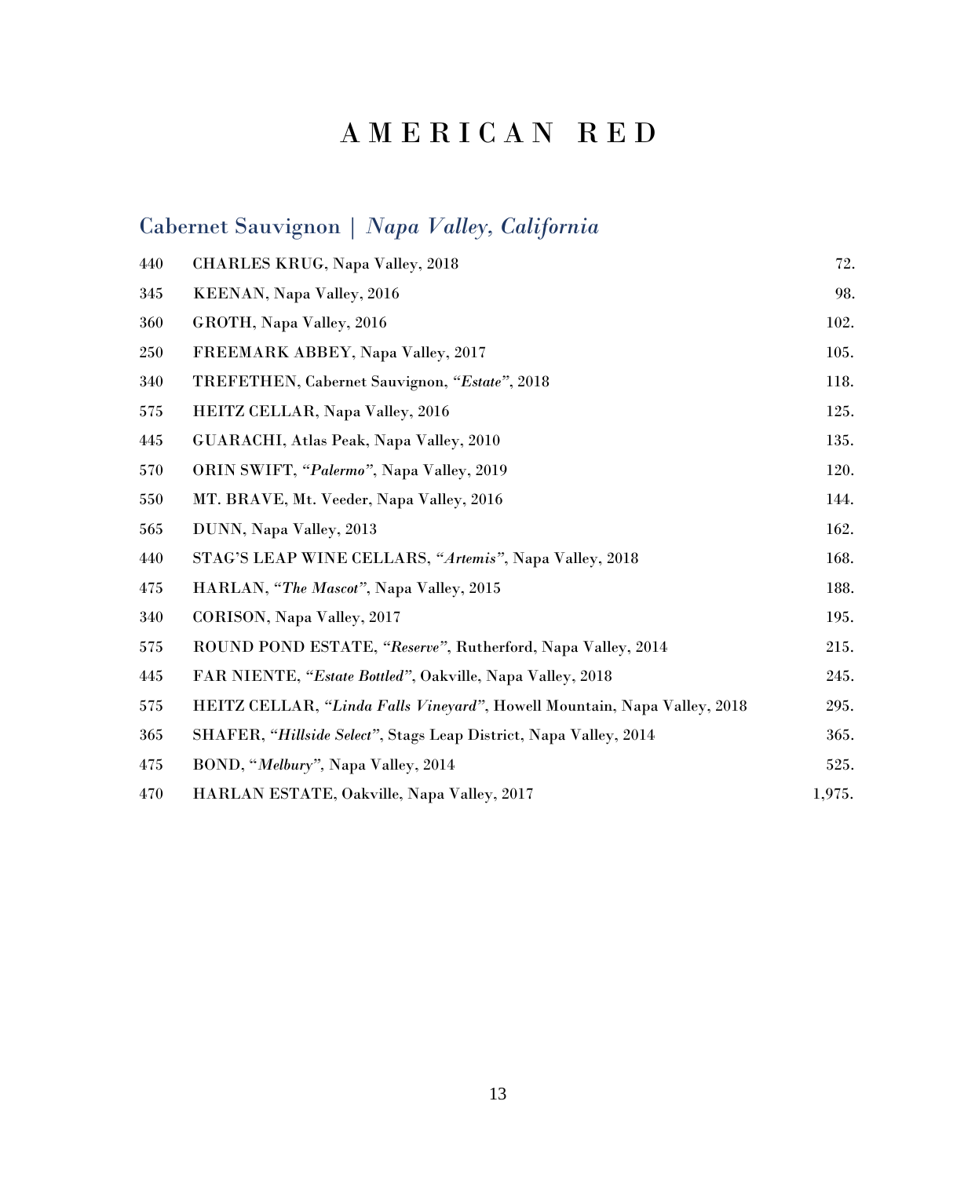# AMERICAN RED

## Cabernet Sauvignon | *Napa Valley, California*

| | | |
|---|---|---|
| 440 | CHARLES KRUG, Napa Valley, 2018 | 72. |
| 345 | KEENAN, Napa Valley, 2016 | 98. |
| 360 | GROTH, Napa Valley, 2016 | 102. |
| 250 | FREEMARK ABBEY, Napa Valley, 2017 | 105. |
| 340 | TREFETHEN, Cabernet Sauvignon, "*Estate*", 2018 | 118. |
| 575 | HEITZ CELLAR, Napa Valley, 2016 | 125. |
| 445 | GUARACHI, Atlas Peak, Napa Valley, 2010 | 135. |
| 570 | ORIN SWIFT, "*Palermo*", Napa Valley, 2019 | 120. |
| 550 | MT. BRAVE, Mt. Veeder, Napa Valley, 2016 | 144. |
| 565 | DUNN, Napa Valley, 2013 | 162. |
| 440 | STAG'S LEAP WINE CELLARS, "*Artemis*", Napa Valley, 2018 | 168. |
| 475 | HARLAN, "*The Mascot*", Napa Valley, 2015 | 188. |
| 340 | CORISON, Napa Valley, 2017 | 195. |
| 575 | ROUND POND ESTATE, "*Reserve*", Rutherford, Napa Valley, 2014 | 215. |
| 445 | FAR NIENTE, "*Estate Bottled*", Oakville, Napa Valley, 2018 | 245. |
| 575 | HEITZ CELLAR, "*Linda Falls Vineyard*", Howell Mountain, Napa Valley, 2018 | 295. |
| 365 | SHAFER, "*Hillside Select*", Stags Leap District, Napa Valley, 2014 | 365. |
| 475 | BOND, "*Melbury*", Napa Valley, 2014 | 525. |
| 470 | HARLAN ESTATE, Oakville, Napa Valley, 2017 | 1,975. |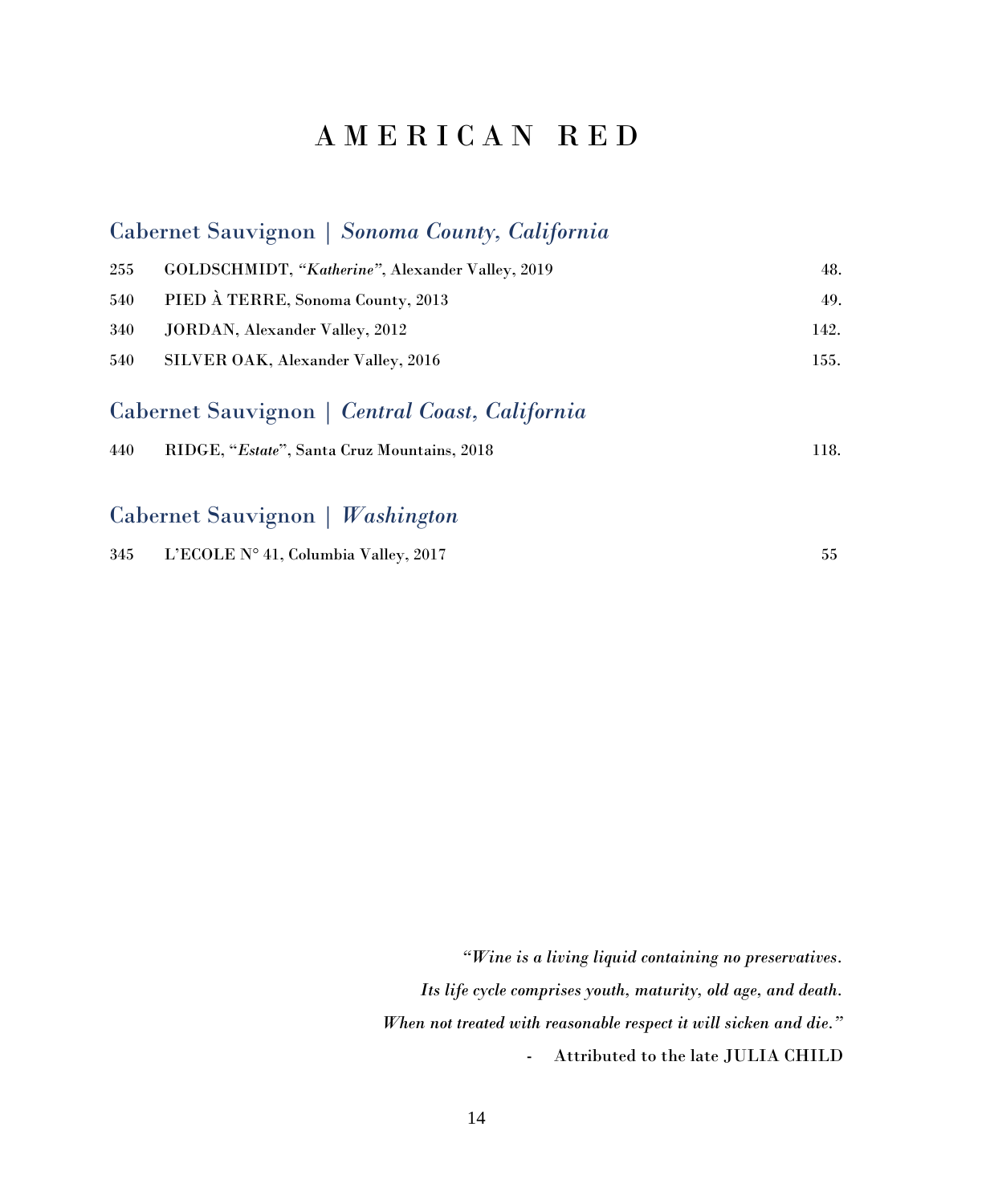# AMERICAN RED

## Cabernet Sauvignon | *Sonoma County, California*

| | | |
|---|---|---|
| 255 | GOLDSCHMIDT, "*Katherine*", Alexander Valley, 2019 | 48. |
| 540 | PIED À TERRE, Sonoma County, 2013 | 49. |
| 340 | JORDAN, Alexander Valley, 2012 | 142. |
| 540 | SILVER OAK, Alexander Valley, 2016 | 155. |

## Cabernet Sauvignon | *Central Coast, California*

| | | |
|---|---|---|
| 440 | RIDGE, "*Estate*", Santa Cruz Mountains, 2018 | 118. |

## Cabernet Sauvignon | *Washington*

| | | |
|---|---|---|
| 345 | L'ECOLE N° 41, Columbia Valley, 2017 | 55 |

*"Wine is a living liquid containing no preservatives.*
*Its life cycle comprises youth, maturity, old age, and death.*
*When not treated with reasonable respect it will sicken and die."*

- Attributed to the late JULIA CHILD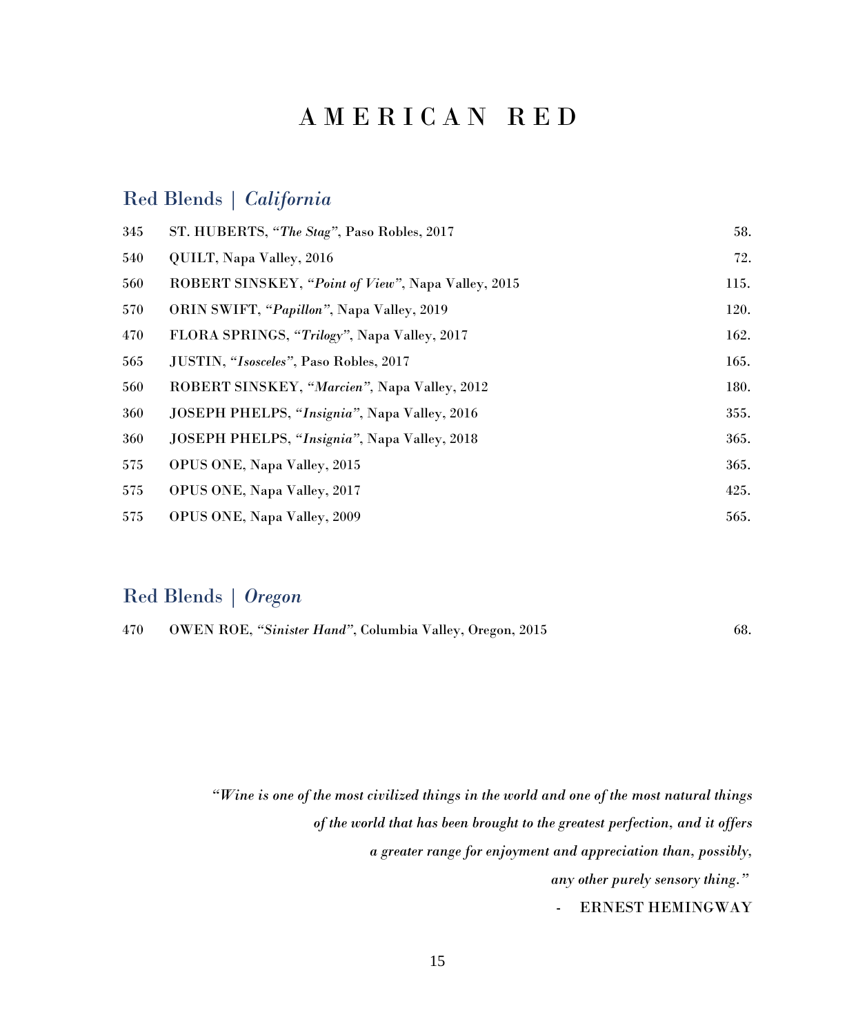# AMERICAN RED

## Red Blends | *California*

| | | |
|---|---|---|
| 345 | ST. HUBERTS, "*The Stag*", Paso Robles, 2017 | 58. |
| 540 | QUILT, Napa Valley, 2016 | 72. |
| 560 | ROBERT SINSKEY, "*Point of View*", Napa Valley, 2015 | 115. |
| 570 | ORIN SWIFT, "*Papillon*", Napa Valley, 2019 | 120. |
| 470 | FLORA SPRINGS, "*Trilogy*", Napa Valley, 2017 | 162. |
| 565 | JUSTIN, "*Isosceles*", Paso Robles, 2017 | 165. |
| 560 | ROBERT SINSKEY, "*Marcien*", Napa Valley, 2012 | 180. |
| 360 | JOSEPH PHELPS, "*Insignia*", Napa Valley, 2016 | 355. |
| 360 | JOSEPH PHELPS, "*Insignia*", Napa Valley, 2018 | 365. |
| 575 | OPUS ONE, Napa Valley, 2015 | 365. |
| 575 | OPUS ONE, Napa Valley, 2017 | 425. |
| 575 | OPUS ONE, Napa Valley, 2009 | 565. |

## Red Blends | *Oregon*

| | | |
|---|---|---|
| 470 | OWEN ROE, "*Sinister Hand*", Columbia Valley, Oregon, 2015 | 68. |

*"Wine is one of the most civilized things in the world and one of the most natural things of the world that has been brought to the greatest perfection, and it offers a greater range for enjoyment and appreciation than, possibly, any other purely sensory thing."*

- ERNEST HEMINGWAY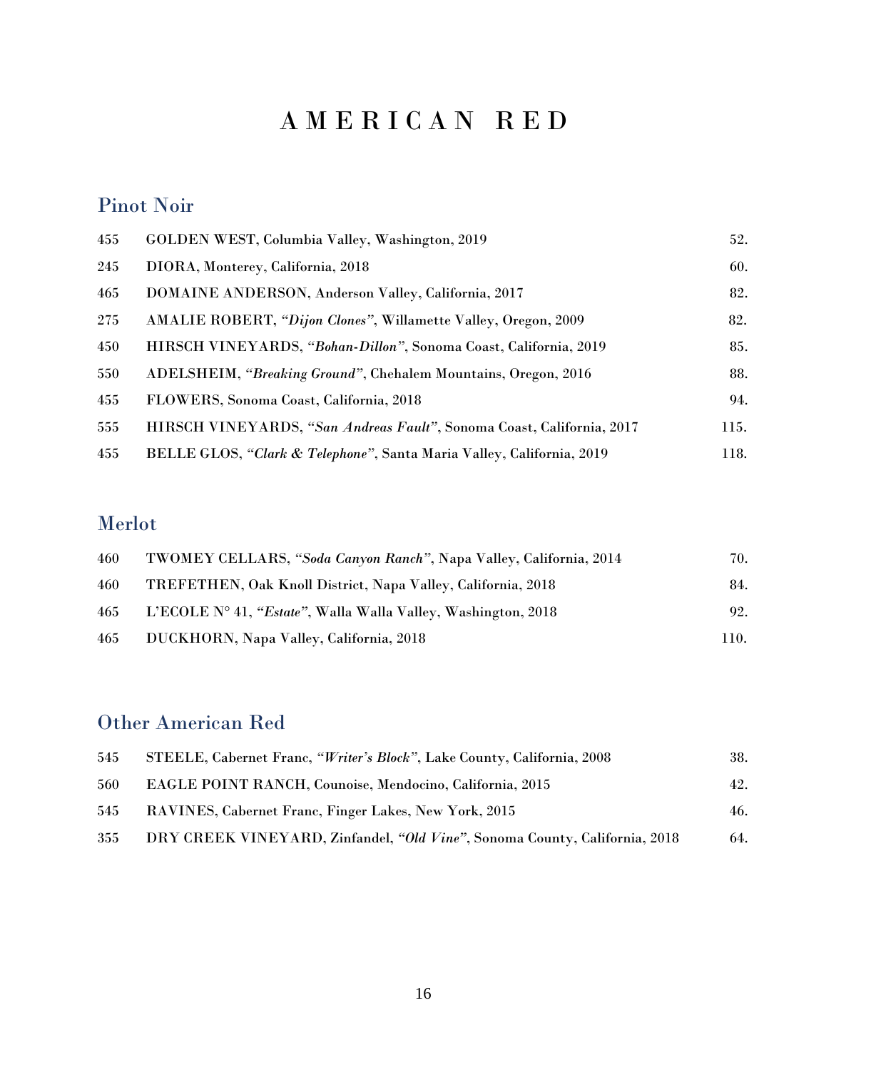# AMERICAN RED

## Pinot Noir

| | | |
|---|---|---|
| 455 | GOLDEN WEST, Columbia Valley, Washington, 2019 | 52. |
| 245 | DIORA, Monterey, California, 2018 | 60. |
| 465 | DOMAINE ANDERSON, Anderson Valley, California, 2017 | 82. |
| 275 | AMALIE ROBERT, *"Dijon Clones"*, Willamette Valley, Oregon, 2009 | 82. |
| 450 | HIRSCH VINEYARDS, *"Bohan-Dillon"*, Sonoma Coast, California, 2019 | 85. |
| 550 | ADELSHEIM, *"Breaking Ground"*, Chehalem Mountains, Oregon, 2016 | 88. |
| 455 | FLOWERS, Sonoma Coast, California, 2018 | 94. |
| 555 | HIRSCH VINEYARDS, *"San Andreas Fault"*, Sonoma Coast, California, 2017 | 115. |
| 455 | BELLE GLOS, *"Clark & Telephone"*, Santa Maria Valley, California, 2019 | 118. |

## Merlot

| | | |
|---|---|---|
| 460 | TWOMEY CELLARS, *"Soda Canyon Ranch"*, Napa Valley, California, 2014 | 70. |
| 460 | TREFETHEN, Oak Knoll District, Napa Valley, California, 2018 | 84. |
| 465 | L'ECOLE N° 41, *"Estate"*, Walla Walla Valley, Washington, 2018 | 92. |
| 465 | DUCKHORN, Napa Valley, California, 2018 | 110. |

## Other American Red

| | | |
|---|---|---|
| 545 | STEELE, Cabernet Franc, *"Writer's Block"*, Lake County, California, 2008 | 38. |
| 560 | EAGLE POINT RANCH, Counoise, Mendocino, California, 2015 | 42. |
| 545 | RAVINES, Cabernet Franc, Finger Lakes, New York, 2015 | 46. |
| 355 | DRY CREEK VINEYARD, Zinfandel, *"Old Vine"*, Sonoma County, California, 2018 | 64. |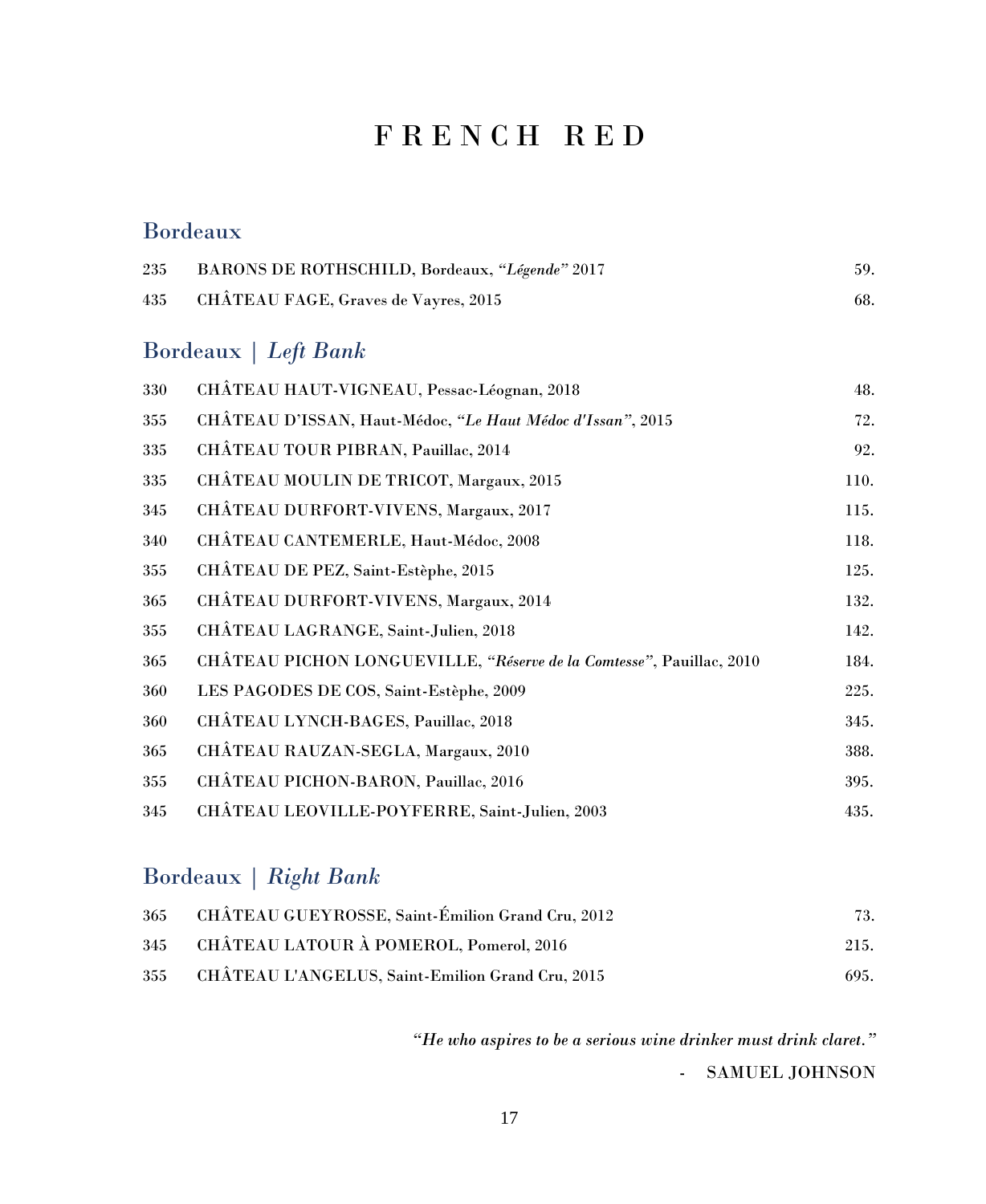# FRENCH RED

## Bordeaux

| | | |
|---|---|---|
| 235 | BARONS DE ROTHSCHILD, Bordeaux, *"Légende"* 2017 | 59. |
| 435 | CHÂTEAU FAGE, Graves de Vayres, 2015 | 68. |

## Bordeaux | *Left Bank*

| | | |
|---|---|---|
| 330 | CHÂTEAU HAUT-VIGNEAU, Pessac-Léognan, 2018 | 48. |
| 355 | CHÂTEAU D'ISSAN, Haut-Médoc, *"Le Haut Médoc d'Issan"*, 2015 | 72. |
| 335 | CHÂTEAU TOUR PIBRAN, Pauillac, 2014 | 92. |
| 335 | CHÂTEAU MOULIN DE TRICOT, Margaux, 2015 | 110. |
| 345 | CHÂTEAU DURFORT-VIVENS, Margaux, 2017 | 115. |
| 340 | CHÂTEAU CANTEMERLE, Haut-Médoc, 2008 | 118. |
| 355 | CHÂTEAU DE PEZ, Saint-Estèphe, 2015 | 125. |
| 365 | CHÂTEAU DURFORT-VIVENS, Margaux, 2014 | 132. |
| 355 | CHÂTEAU LAGRANGE, Saint-Julien, 2018 | 142. |
| 365 | CHÂTEAU PICHON LONGUEVILLE, *"Réserve de la Comtesse"*, Pauillac, 2010 | 184. |
| 360 | LES PAGODES DE COS, Saint-Estèphe, 2009 | 225. |
| 360 | CHÂTEAU LYNCH-BAGES, Pauillac, 2018 | 345. |
| 365 | CHÂTEAU RAUZAN-SEGLA, Margaux, 2010 | 388. |
| 355 | CHÂTEAU PICHON-BARON, Pauillac, 2016 | 395. |
| 345 | CHÂTEAU LEOVILLE-POYFERRE, Saint-Julien, 2003 | 435. |

## Bordeaux | *Right Bank*

| | | |
|---|---|---|
| 365 | CHÂTEAU GUEYROSSE, Saint-Émilion Grand Cru, 2012 | 73. |
| 345 | CHÂTEAU LATOUR À POMEROL, Pomerol, 2016 | 215. |
| 355 | CHÂTEAU L'ANGELUS, Saint-Emilion Grand Cru, 2015 | 695. |

*"He who aspires to be a serious wine drinker must drink claret."*

\- SAMUEL JOHNSON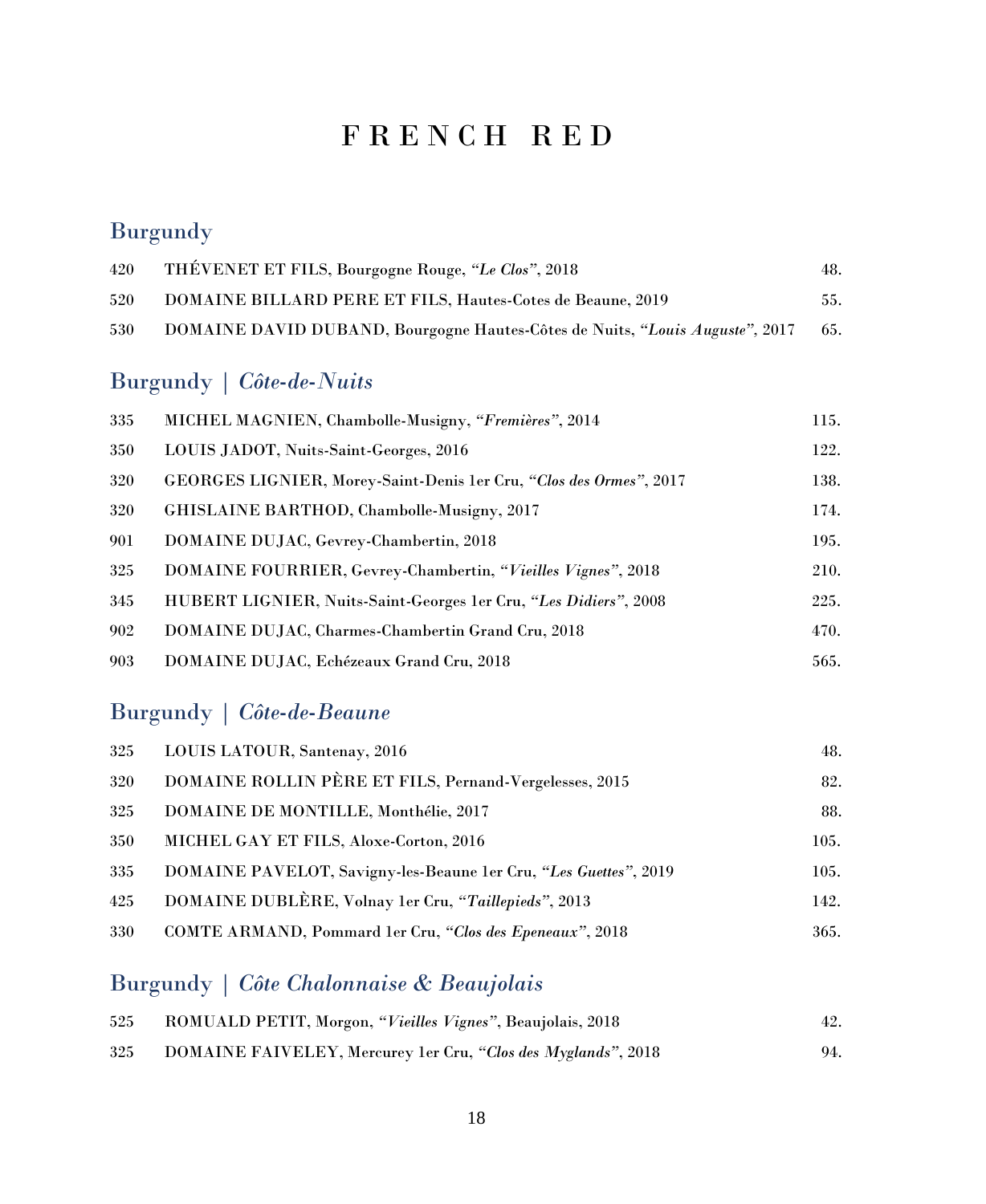# FRENCH RED

## Burgundy

| | | |
|---|---|---|
| 420 | THÉVENET ET FILS, Bourgogne Rouge, *"Le Clos"*, 2018 | 48. |
| 520 | DOMAINE BILLARD PERE ET FILS, Hautes-Cotes de Beaune, 2019 | 55. |
| 530 | DOMAINE DAVID DUBAND, Bourgogne Hautes-Côtes de Nuits, *"Louis Auguste"*, 2017 | 65. |

## Burgundy | *Côte-de-Nuits*

| | | |
|---|---|---|
| 335 | MICHEL MAGNIEN, Chambolle-Musigny, *"Fremières"*, 2014 | 115. |
| 350 | LOUIS JADOT, Nuits-Saint-Georges, 2016 | 122. |
| 320 | GEORGES LIGNIER, Morey-Saint-Denis 1er Cru, *"Clos des Ormes"*, 2017 | 138. |
| 320 | GHISLAINE BARTHOD, Chambolle-Musigny, 2017 | 174. |
| 901 | DOMAINE DUJAC, Gevrey-Chambertin, 2018 | 195. |
| 325 | DOMAINE FOURRIER, Gevrey-Chambertin, *"Vieilles Vignes"*, 2018 | 210. |
| 345 | HUBERT LIGNIER, Nuits-Saint-Georges 1er Cru, *"Les Didiers"*, 2008 | 225. |
| 902 | DOMAINE DUJAC, Charmes-Chambertin Grand Cru, 2018 | 470. |
| 903 | DOMAINE DUJAC, Echézeaux Grand Cru, 2018 | 565. |

## Burgundy | *Côte-de-Beaune*

| | | |
|---|---|---|
| 325 | LOUIS LATOUR, Santenay, 2016 | 48. |
| 320 | DOMAINE ROLLIN PÈRE ET FILS, Pernand-Vergelesses, 2015 | 82. |
| 325 | DOMAINE DE MONTILLE, Monthélie, 2017 | 88. |
| 350 | MICHEL GAY ET FILS, Aloxe-Corton, 2016 | 105. |
| 335 | DOMAINE PAVELOT, Savigny-les-Beaune 1er Cru, *"Les Guettes"*, 2019 | 105. |
| 425 | DOMAINE DUBLÈRE, Volnay 1er Cru, *"Taillepieds"*, 2013 | 142. |
| 330 | COMTE ARMAND, Pommard 1er Cru, *"Clos des Epeneaux"*, 2018 | 365. |

## Burgundy | *Côte Chalonnaise & Beaujolais*

| | | |
|---|---|---|
| 525 | ROMUALD PETIT, Morgon, *"Vieilles Vignes"*, Beaujolais, 2018 | 42. |
| 325 | DOMAINE FAIVELEY, Mercurey 1er Cru, *"Clos des Myglands"*, 2018 | 94. |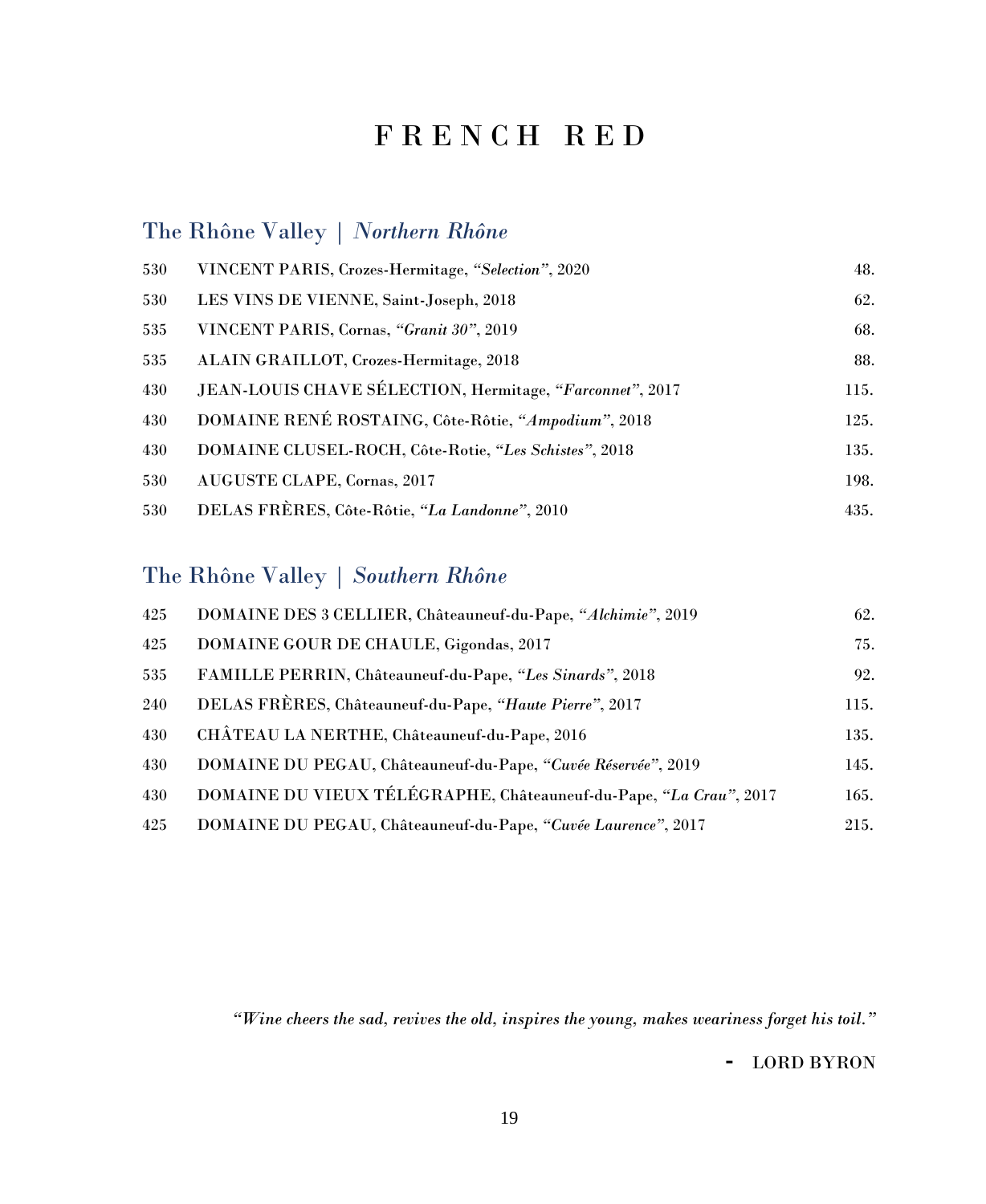# FRENCH RED

## The Rhône Valley | *Northern Rhône*

| | | |
|---|---|---|
| 530 | VINCENT PARIS, Crozes-Hermitage, *"Selection"*, 2020 | 48. |
| 530 | LES VINS DE VIENNE, Saint-Joseph, 2018 | 62. |
| 535 | VINCENT PARIS, Cornas, *"Granit 30"*, 2019 | 68. |
| 535 | ALAIN GRAILLOT, Crozes-Hermitage, 2018 | 88. |
| 430 | JEAN-LOUIS CHAVE SÉLECTION, Hermitage, *"Farconnet"*, 2017 | 115. |
| 430 | DOMAINE RENÉ ROSTAING, Côte-Rôtie, *"Ampodium"*, 2018 | 125. |
| 430 | DOMAINE CLUSEL-ROCH, Côte-Rotie, *"Les Schistes"*, 2018 | 135. |
| 530 | AUGUSTE CLAPE, Cornas, 2017 | 198. |
| 530 | DELAS FRÈRES, Côte-Rôtie, *"La Landonne"*, 2010 | 435. |

## The Rhône Valley | *Southern Rhône*

| | | |
|---|---|---|
| 425 | DOMAINE DES 3 CELLIER, Châteauneuf-du-Pape, *"Alchimie"*, 2019 | 62. |
| 425 | DOMAINE GOUR DE CHAULE, Gigondas, 2017 | 75. |
| 535 | FAMILLE PERRIN, Châteauneuf-du-Pape, *"Les Sinards"*, 2018 | 92. |
| 240 | DELAS FRÈRES, Châteauneuf-du-Pape, *"Haute Pierre"*, 2017 | 115. |
| 430 | CHÂTEAU LA NERTHE, Châteauneuf-du-Pape, 2016 | 135. |
| 430 | DOMAINE DU PEGAU, Châteauneuf-du-Pape, *"Cuvée Réservée"*, 2019 | 145. |
| 430 | DOMAINE DU VIEUX TÉLÉGRAPHE, Châteauneuf-du-Pape, *"La Crau"*, 2017 | 165. |
| 425 | DOMAINE DU PEGAU, Châteauneuf-du-Pape, *"Cuvée Laurence"*, 2017 | 215. |

*"Wine cheers the sad, revives the old, inspires the young, makes weariness forget his toil."*

\- LORD BYRON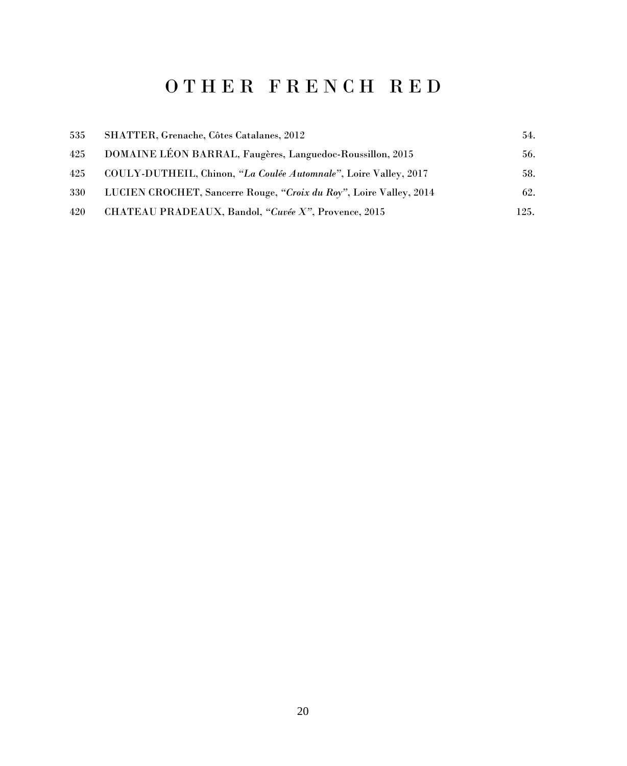# OTHER FRENCH RED

| | | |
|---|---|---|
| 535 | SHATTER, Grenache, Côtes Catalanes, 2012 | 54. |
| 425 | DOMAINE LÉON BARRAL, Faugères, Languedoc-Roussillon, 2015 | 56. |
| 425 | COULY-DUTHEIL, Chinon, *"La Coulée Automnale"*, Loire Valley, 2017 | 58. |
| 330 | LUCIEN CROCHET, Sancerre Rouge, *"Croix du Roy"*, Loire Valley, 2014 | 62. |
| 420 | CHATEAU PRADEAUX, Bandol, *"Cuvée X"*, Provence, 2015 | 125. |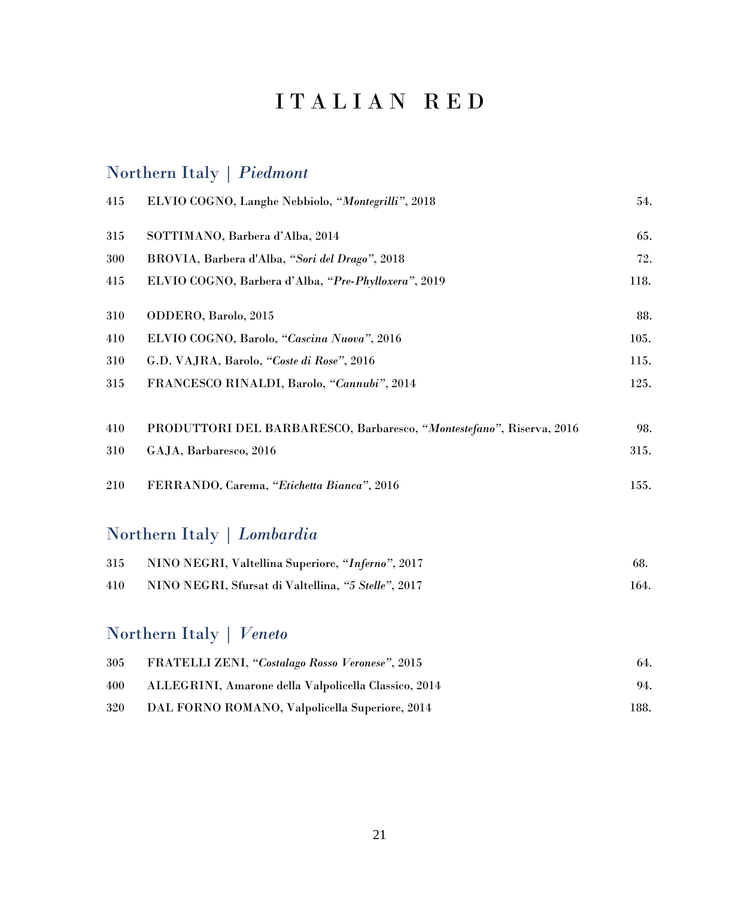# ITALIAN RED

## Northern Italy | *Piedmont*

| | | |
|---|---|---|
| 415 | ELVIO COGNO, Langhe Nebbiolo, *"Montegrilli"*, 2018 | 54. |
| 315 | SOTTIMANO, Barbera d'Alba, 2014 | 65. |
| 300 | BROVIA, Barbera d'Alba, *"Sori del Drago"*, 2018 | 72. |
| 415 | ELVIO COGNO, Barbera d'Alba, *"Pre-Phylloxera"*, 2019 | 118. |
| 310 | ODDERO, Barolo, 2015 | 88. |
| 410 | ELVIO COGNO, Barolo, *"Cascina Nuova"*, 2016 | 105. |
| 310 | G.D. VAJRA, Barolo, *"Coste di Rose"*, 2016 | 115. |
| 315 | FRANCESCO RINALDI, Barolo, *"Cannubi"*, 2014 | 125. |
| 410 | PRODUTTORI DEL BARBARESCO, Barbaresco, *"Montestefano"*, Riserva, 2016 | 98. |
| 310 | GAJA, Barbaresco, 2016 | 315. |
| 210 | FERRANDO, Carema, *"Etichetta Bianca"*, 2016 | 155. |

## Northern Italy | *Lombardia*

| | | |
|---|---|---|
| 315 | NINO NEGRI, Valtellina Superiore, *"Inferno"*, 2017 | 68. |
| 410 | NINO NEGRI, Sfursat di Valtellina, *"5 Stelle"*, 2017 | 164. |

## Northern Italy | *Veneto*

| | | |
|---|---|---|
| 305 | FRATELLI ZENI, *"Costalago Rosso Veronese"*, 2015 | 64. |
| 400 | ALLEGRINI, Amarone della Valpolicella Classico, 2014 | 94. |
| 320 | DAL FORNO ROMANO, Valpolicella Superiore, 2014 | 188. |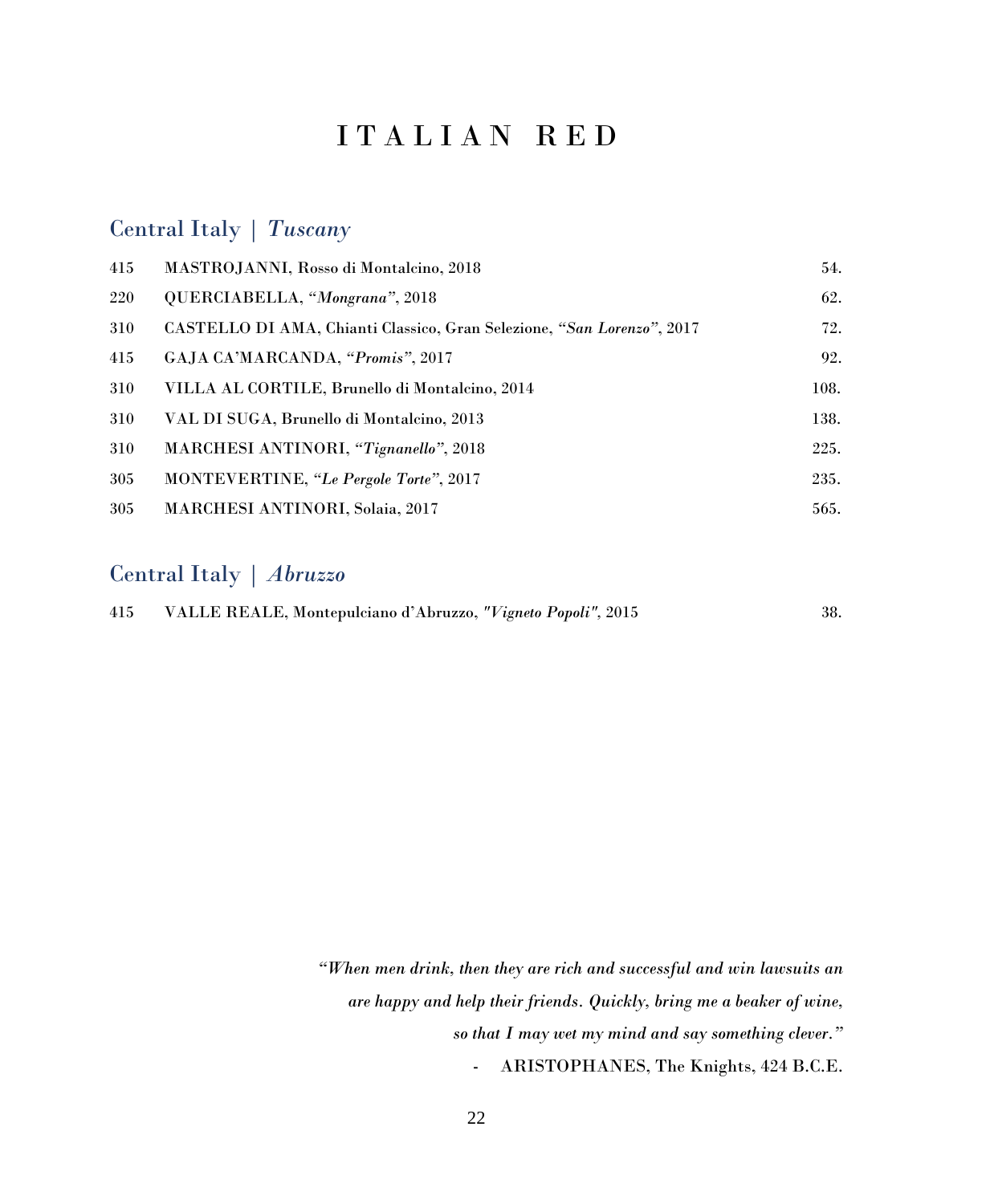# ITALIAN RED

## Central Italy | *Tuscany*

| | | |
|---|---|---|
| 415 | MASTROJANNI, Rosso di Montalcino, 2018 | 54. |
| 220 | QUERCIABELLA, "*Mongrana*", 2018 | 62. |
| 310 | CASTELLO DI AMA, Chianti Classico, Gran Selezione, "*San Lorenzo*", 2017 | 72. |
| 415 | GAJA CA'MARCANDA, "*Promis*", 2017 | 92. |
| 310 | VILLA AL CORTILE, Brunello di Montalcino, 2014 | 108. |
| 310 | VAL DI SUGA, Brunello di Montalcino, 2013 | 138. |
| 310 | MARCHESI ANTINORI, "*Tignanello*", 2018 | 225. |
| 305 | MONTEVERTINE, "*Le Pergole Torte*", 2017 | 235. |
| 305 | MARCHESI ANTINORI, Solaia, 2017 | 565. |

## Central Italy | *Abruzzo*

| | | |
|---|---|---|
| 415 | VALLE REALE, Montepulciano d'Abruzzo, *"Vigneto Popoli"*, 2015 | 38. |

*"When men drink, then they are rich and successful and win lawsuits an are happy and help their friends. Quickly, bring me a beaker of wine, so that I may wet my mind and say something clever."*

\- ARISTOPHANES, The Knights, 424 B.C.E.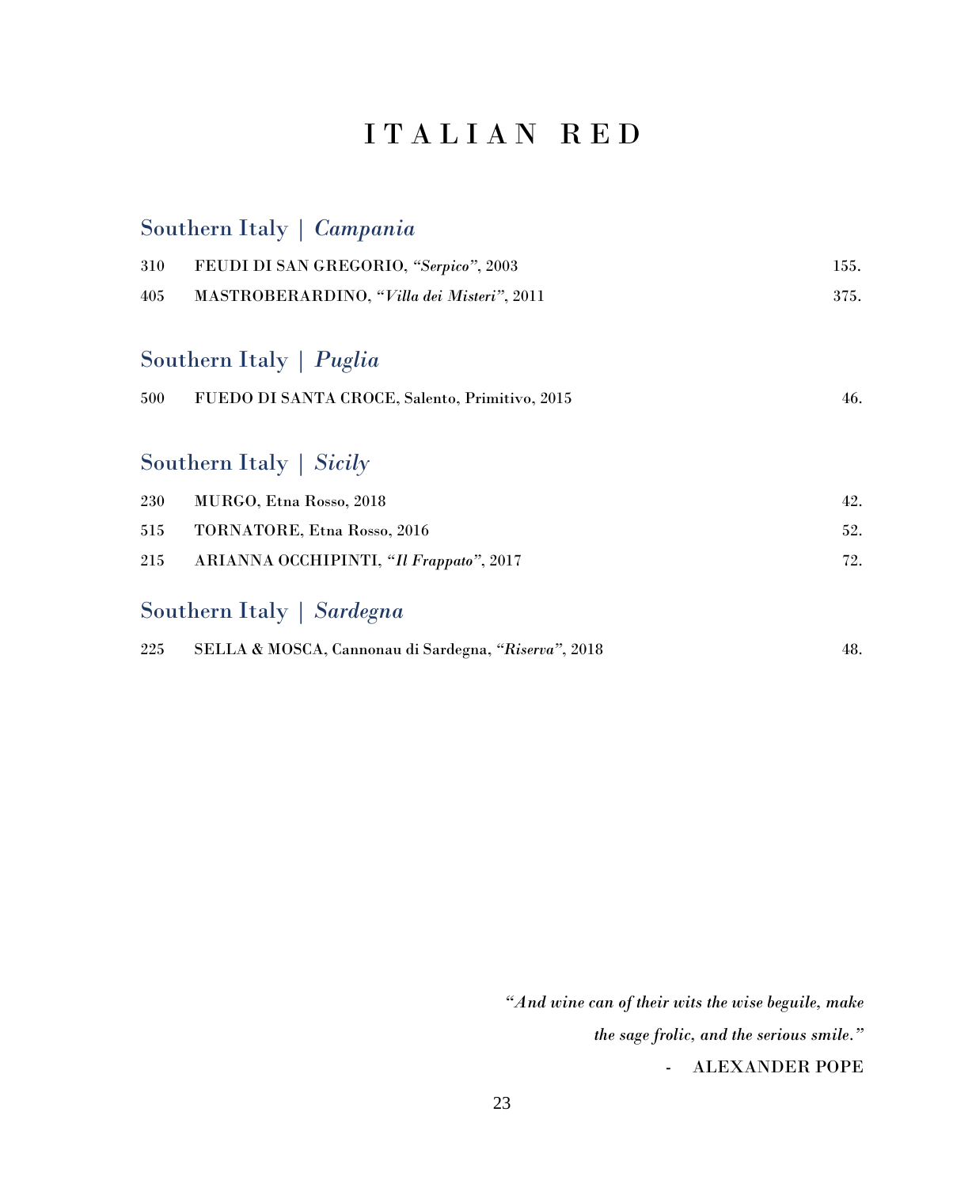# ITALIAN RED

## Southern Italy | *Campania*

| | | |
|---|---|---|
| 310 | FEUDI DI SAN GREGORIO, *"Serpico"*, 2003 | 155. |
| 405 | MASTROBERARDINO, *"Villa dei Misteri"*, 2011 | 375. |

## Southern Italy | *Puglia*

| | | |
|---|---|---|
| 500 | FUEDO DI SANTA CROCE, Salento, Primitivo, 2015 | 46. |

## Southern Italy | *Sicily*

| | | |
|---|---|---|
| 230 | MURGO, Etna Rosso, 2018 | 42. |
| 515 | TORNATORE, Etna Rosso, 2016 | 52. |
| 215 | ARIANNA OCCHIPINTI, *"Il Frappato"*, 2017 | 72. |

## Southern Italy | *Sardegna*

| | | |
|---|---|---|
| 225 | SELLA & MOSCA, Cannonau di Sardegna, *"Riserva"*, 2018 | 48. |

*"And wine can of their wits the wise beguile, make the sage frolic, and the serious smile."*

\- ALEXANDER POPE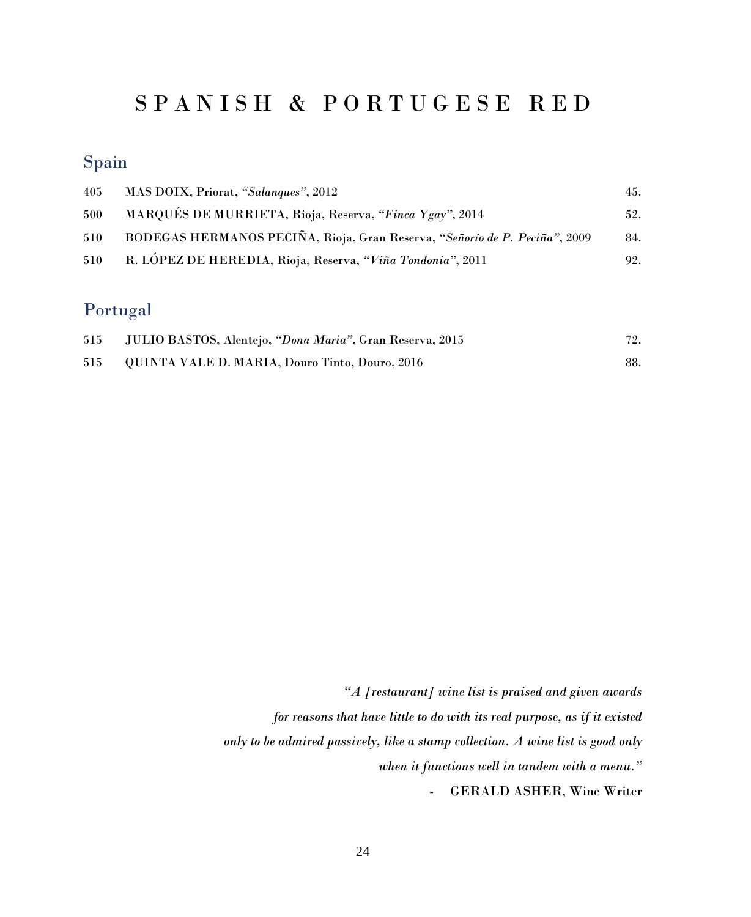# SPANISH & PORTUGESE RED

## Spain

| | | |
|---|---|---|
| 405 | MAS DOIX, Priorat, *"Salanques"*, 2012 | 45. |
| 500 | MARQUÉS DE MURRIETA, Rioja, Reserva, *"Finca Ygay"*, 2014 | 52. |
| 510 | BODEGAS HERMANOS PECIÑA, Rioja, Gran Reserva, *"Señorío de P. Peciña"*, 2009 | 84. |
| 510 | R. LÓPEZ DE HEREDIA, Rioja, Reserva, *"Viña Tondonia"*, 2011 | 92. |

## Portugal

| | | |
|---|---|---|
| 515 | JULIO BASTOS, Alentejo, *"Dona Maria"*, Gran Reserva, 2015 | 72. |
| 515 | QUINTA VALE D. MARIA, Douro Tinto, Douro, 2016 | 88. |

*"A [restaurant] wine list is praised and given awards for reasons that have little to do with its real purpose, as if it existed only to be admired passively, like a stamp collection. A wine list is good only when it functions well in tandem with a menu."*

\- GERALD ASHER, Wine Writer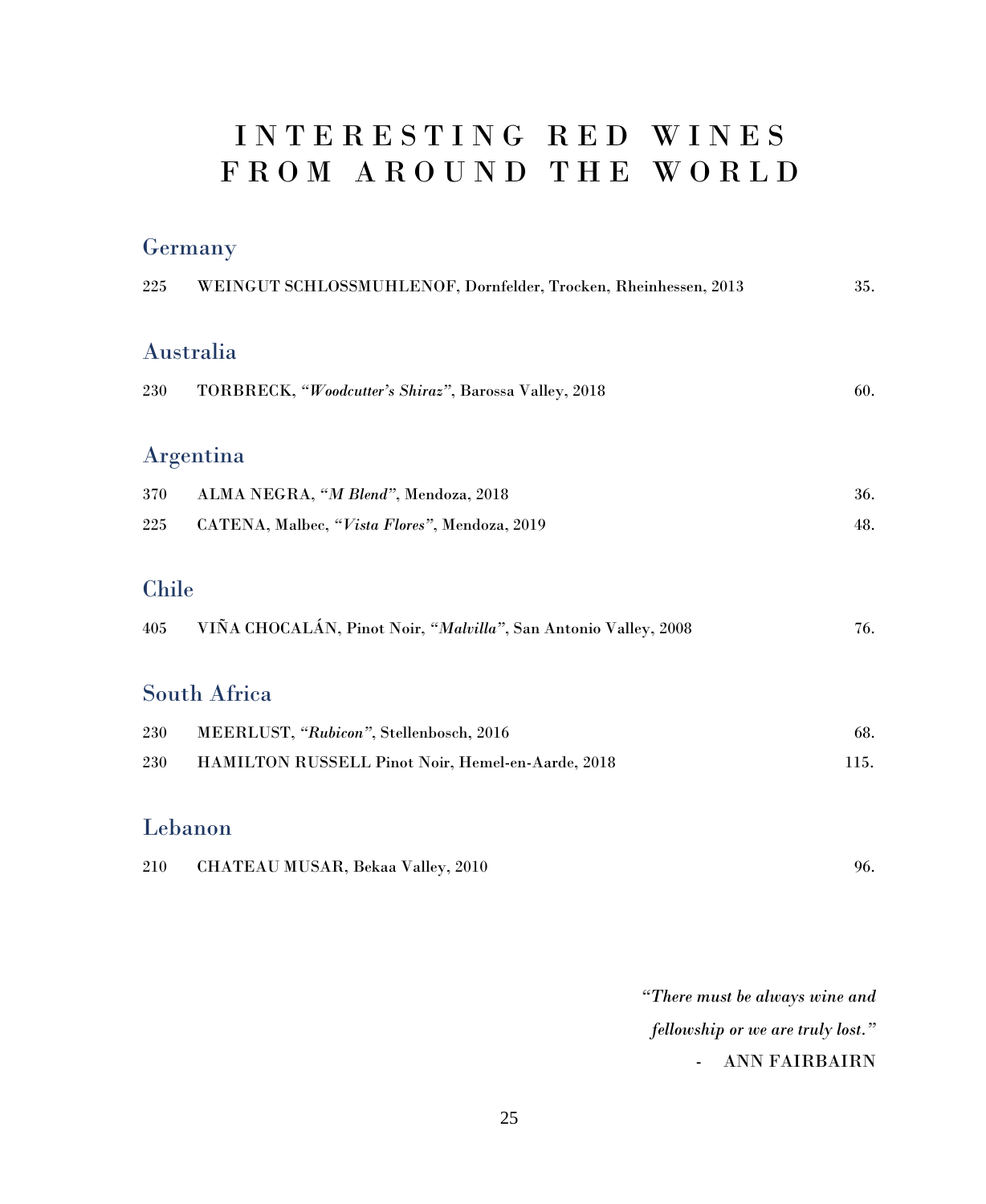# INTERESTING RED WINES FROM AROUND THE WORLD

## Germany

| | | |
|---|---|---|
| 225 | WEINGUT SCHLOSSMUHLENOF, Dornfelder, Trocken, Rheinhessen, 2013 | 35. |

## Australia

| | | |
|---|---|---|
| 230 | TORBRECK, *"Woodcutter's Shiraz"*, Barossa Valley, 2018 | 60. |

## Argentina

| | | |
|---|---|---|
| 370 | ALMA NEGRA, *"M Blend"*, Mendoza, 2018 | 36. |
| 225 | CATENA, Malbec, *"Vista Flores"*, Mendoza, 2019 | 48. |

## Chile

| | | |
|---|---|---|
| 405 | VIÑA CHOCALÁN, Pinot Noir, *"Malvilla"*, San Antonio Valley, 2008 | 76. |

## South Africa

| | | |
|---|---|---|
| 230 | MEERLUST, *"Rubicon"*, Stellenbosch, 2016 | 68. |
| 230 | HAMILTON RUSSELL Pinot Noir, Hemel-en-Aarde, 2018 | 115. |

## Lebanon

| | | |
|---|---|---|
| 210 | CHATEAU MUSAR, Bekaa Valley, 2010 | 96. |

*"There must be always wine and fellowship or we are truly lost."*

\- ANN FAIRBAIRN